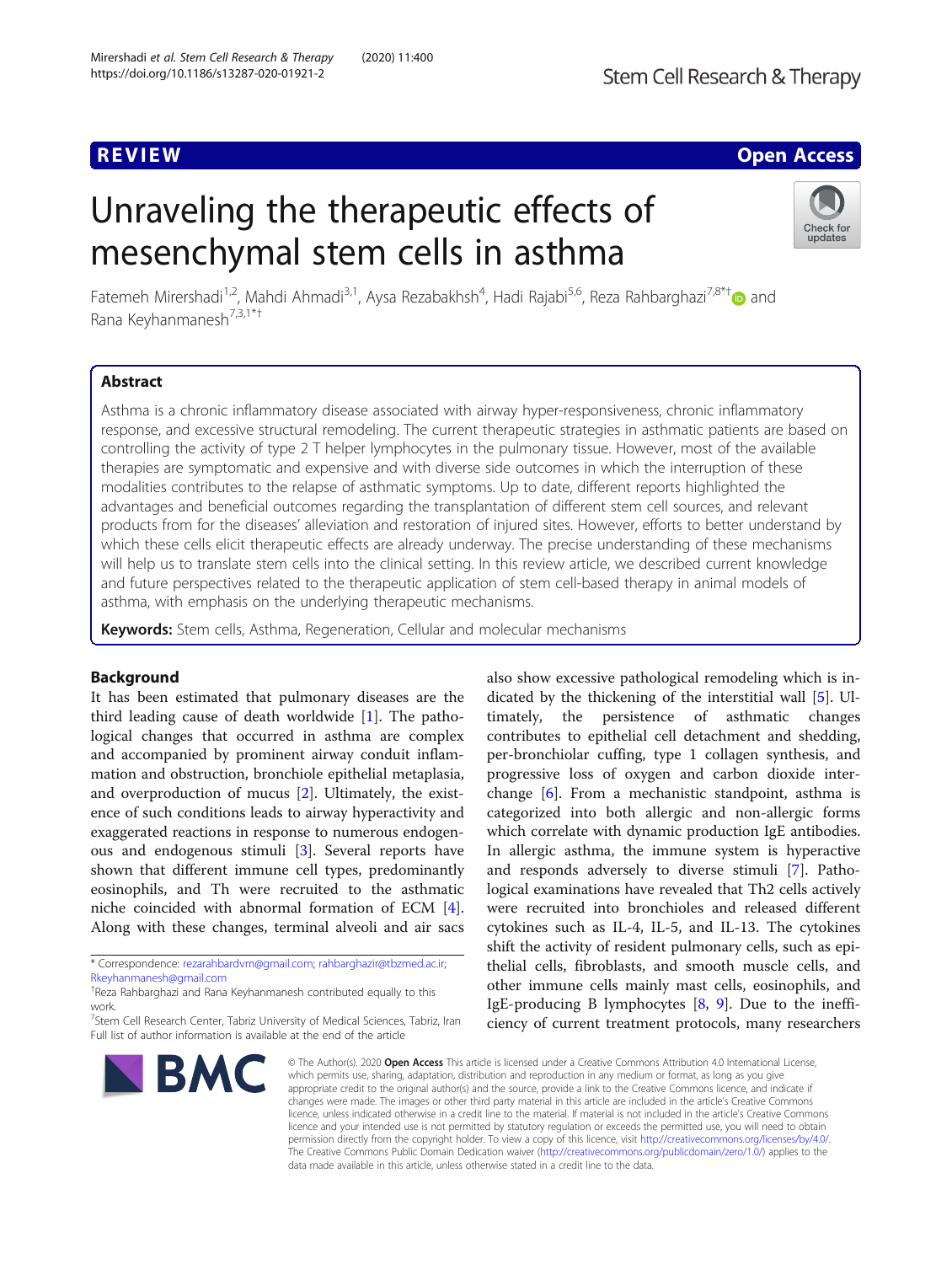REVIEW

Open Access

# Unraveling the therapeutic effects of mesenchymal stem cells in asthma

Fatemeh Mirershadi[1,2], Mahdi Ahmadi[3,1], Aysa Rezabakhsh[4], Hadi Rajabi[5,6], Reza Rahbarghazi[7,8*†] and Rana Keyhanmanesh[7,3,1*†]

## Abstract

Asthma is a chronic inflammatory disease associated with airway hyper-responsiveness, chronic inflammatory response, and excessive structural remodeling. The current therapeutic strategies in asthmatic patients are based on controlling the activity of type 2 T helper lymphocytes in the pulmonary tissue. However, most of the available therapies are symptomatic and expensive and with diverse side outcomes in which the interruption of these modalities contributes to the relapse of asthmatic symptoms. Up to date, different reports highlighted the advantages and beneficial outcomes regarding the transplantation of different stem cell sources, and relevant products from for the diseases' alleviation and restoration of injured sites. However, efforts to better understand by which these cells elicit therapeutic effects are already underway. The precise understanding of these mechanisms will help us to translate stem cells into the clinical setting. In this review article, we described current knowledge and future perspectives related to the therapeutic application of stem cell-based therapy in animal models of asthma, with emphasis on the underlying therapeutic mechanisms.

**Keywords:** Stem cells, Asthma, Regeneration, Cellular and molecular mechanisms

## Background

It has been estimated that pulmonary diseases are the third leading cause of death worldwide [1]. The pathological changes that occurred in asthma are complex and accompanied by prominent airway conduit inflammation and obstruction, bronchiole epithelial metaplasia, and overproduction of mucus [2]. Ultimately, the existence of such conditions leads to airway hyperactivity and exaggerated reactions in response to numerous endogenous and endogenous stimuli [3]. Several reports have shown that different immune cell types, predominantly eosinophils, and Th were recruited to the asthmatic niche coincided with abnormal formation of ECM [4]. Along with these changes, terminal alveoli and air sacs also show excessive pathological remodeling which is indicated by the thickening of the interstitial wall [5]. Ultimately, the persistence of asthmatic changes contributes to epithelial cell detachment and shedding, per-bronchiolar cuffing, type 1 collagen synthesis, and progressive loss of oxygen and carbon dioxide interchange [6]. From a mechanistic standpoint, asthma is categorized into both allergic and non-allergic forms which correlate with dynamic production IgE antibodies. In allergic asthma, the immune system is hyperactive and responds adversely to diverse stimuli [7]. Pathological examinations have revealed that Th2 cells actively were recruited into bronchioles and released different cytokines such as IL-4, IL-5, and IL-13. The cytokines shift the activity of resident pulmonary cells, such as epithelial cells, fibroblasts, and smooth muscle cells, and other immune cells mainly mast cells, eosinophils, and IgE-producing B lymphocytes [8, 9]. Due to the inefficiency of current treatment protocols, many researchers

\* Correspondence: rezarahbardvm@gmail.com; rahbarghazir@tbzmed.ac.ir; Rkeyhanmanesh@gmail.com
†Reza Rahbarghazi and Rana Keyhanmanesh contributed equally to this work.
[7]Stem Cell Research Center, Tabriz University of Medical Sciences, Tabriz, Iran
Full list of author information is available at the end of the article

© The Author(s). 2020 **Open Access** This article is licensed under a Creative Commons Attribution 4.0 International License, which permits use, sharing, adaptation, distribution and reproduction in any medium or format, as long as you give appropriate credit to the original author(s) and the source, provide a link to the Creative Commons licence, and indicate if changes were made. The images or other third party material in this article are included in the article's Creative Commons licence, unless indicated otherwise in a credit line to the material. If material is not included in the article's Creative Commons licence and your intended use is not permitted by statutory regulation or exceeds the permitted use, you will need to obtain permission directly from the copyright holder. To view a copy of this licence, visit http://creativecommons.org/licenses/by/4.0/. The Creative Commons Public Domain Dedication waiver (http://creativecommons.org/publicdomain/zero/1.0/) applies to the data made available in this article, unless otherwise stated in a credit line to the data.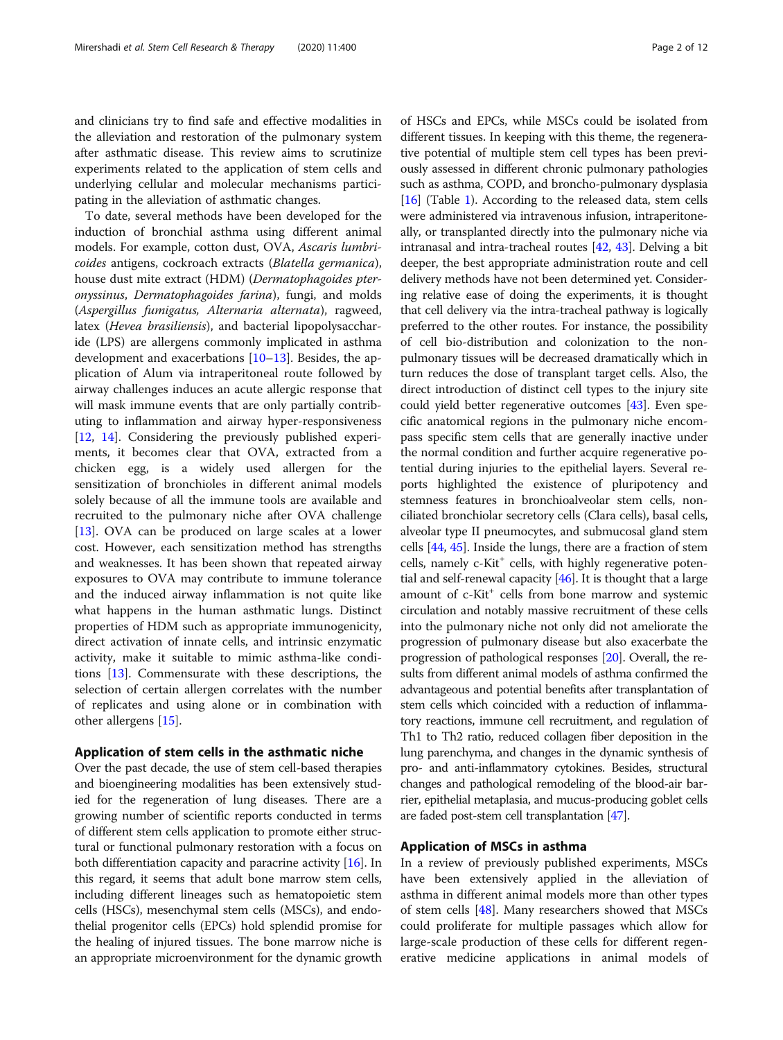and clinicians try to find safe and effective modalities in the alleviation and restoration of the pulmonary system after asthmatic disease. This review aims to scrutinize experiments related to the application of stem cells and underlying cellular and molecular mechanisms participating in the alleviation of asthmatic changes.

To date, several methods have been developed for the induction of bronchial asthma using different animal models. For example, cotton dust, OVA, *Ascaris lumbricoides* antigens, cockroach extracts (*Blatella germanica*), house dust mite extract (HDM) (*Dermatophagoides pteronyssinus*, *Dermatophagoides farina*), fungi, and molds (*Aspergillus fumigatus, Alternaria alternata*), ragweed, latex (*Hevea brasiliensis*), and bacterial lipopolysaccharide (LPS) are allergens commonly implicated in asthma development and exacerbations [10–13]. Besides, the application of Alum via intraperitoneal route followed by airway challenges induces an acute allergic response that will mask immune events that are only partially contributing to inflammation and airway hyper-responsiveness [12, 14]. Considering the previously published experiments, it becomes clear that OVA, extracted from a chicken egg, is a widely used allergen for the sensitization of bronchioles in different animal models solely because of all the immune tools are available and recruited to the pulmonary niche after OVA challenge [13]. OVA can be produced on large scales at a lower cost. However, each sensitization method has strengths and weaknesses. It has been shown that repeated airway exposures to OVA may contribute to immune tolerance and the induced airway inflammation is not quite like what happens in the human asthmatic lungs. Distinct properties of HDM such as appropriate immunogenicity, direct activation of innate cells, and intrinsic enzymatic activity, make it suitable to mimic asthma-like conditions [13]. Commensurate with these descriptions, the selection of certain allergen correlates with the number of replicates and using alone or in combination with other allergens [15].

## Application of stem cells in the asthmatic niche

Over the past decade, the use of stem cell-based therapies and bioengineering modalities has been extensively studied for the regeneration of lung diseases. There are a growing number of scientific reports conducted in terms of different stem cells application to promote either structural or functional pulmonary restoration with a focus on both differentiation capacity and paracrine activity [16]. In this regard, it seems that adult bone marrow stem cells, including different lineages such as hematopoietic stem cells (HSCs), mesenchymal stem cells (MSCs), and endothelial progenitor cells (EPCs) hold splendid promise for the healing of injured tissues. The bone marrow niche is an appropriate microenvironment for the dynamic growth of HSCs and EPCs, while MSCs could be isolated from different tissues. In keeping with this theme, the regenerative potential of multiple stem cell types has been previously assessed in different chronic pulmonary pathologies such as asthma, COPD, and broncho-pulmonary dysplasia [16] (Table 1). According to the released data, stem cells were administered via intravenous infusion, intraperitoneally, or transplanted directly into the pulmonary niche via intranasal and intra-tracheal routes [42, 43]. Delving a bit deeper, the best appropriate administration route and cell delivery methods have not been determined yet. Considering relative ease of doing the experiments, it is thought that cell delivery via the intra-tracheal pathway is logically preferred to the other routes. For instance, the possibility of cell bio-distribution and colonization to the non-pulmonary tissues will be decreased dramatically which in turn reduces the dose of transplant target cells. Also, the direct introduction of distinct cell types to the injury site could yield better regenerative outcomes [43]. Even specific anatomical regions in the pulmonary niche encompass specific stem cells that are generally inactive under the normal condition and further acquire regenerative potential during injuries to the epithelial layers. Several reports highlighted the existence of pluripotency and stemness features in bronchioalveolar stem cells, non-ciliated bronchiolar secretory cells (Clara cells), basal cells, alveolar type II pneumocytes, and submucosal gland stem cells [44, 45]. Inside the lungs, there are a fraction of stem cells, namely c-Kit$^+$ cells, with highly regenerative potential and self-renewal capacity [46]. It is thought that a large amount of c-Kit$^+$ cells from bone marrow and systemic circulation and notably massive recruitment of these cells into the pulmonary niche not only did not ameliorate the progression of pulmonary disease but also exacerbate the progression of pathological responses [20]. Overall, the results from different animal models of asthma confirmed the advantageous and potential benefits after transplantation of stem cells which coincided with a reduction of inflammatory reactions, immune cell recruitment, and regulation of Th1 to Th2 ratio, reduced collagen fiber deposition in the lung parenchyma, and changes in the dynamic synthesis of pro- and anti-inflammatory cytokines. Besides, structural changes and pathological remodeling of the blood-air barrier, epithelial metaplasia, and mucus-producing goblet cells are faded post-stem cell transplantation [47].

## Application of MSCs in asthma

In a review of previously published experiments, MSCs have been extensively applied in the alleviation of asthma in different animal models more than other types of stem cells [48]. Many researchers showed that MSCs could proliferate for multiple passages which allow for large-scale production of these cells for different regenerative medicine applications in animal models of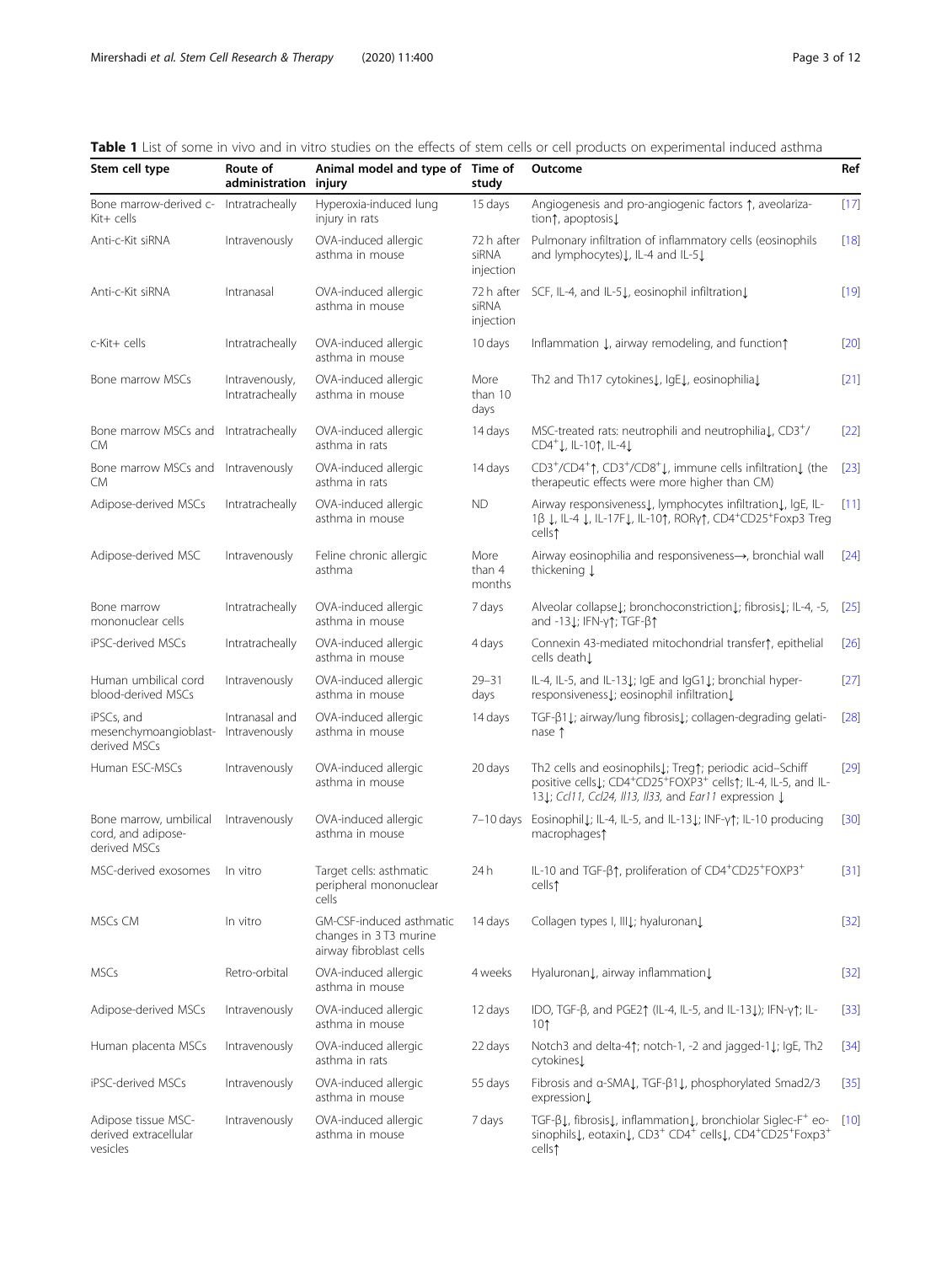**Table 1** List of some in vivo and in vitro studies on the effects of stem cells or cell products on experimental induced asthma

| Stem cell type | Route of administration | Animal model and type of injury | Time of study | Outcome | Ref |
|---|---|---|---|---|---|
| Bone marrow-derived c-Kit+ cells | Intratracheally | Hyperoxia-induced lung injury in rats | 15 days | Angiogenesis and pro-angiogenic factors ↑, aveolarization↑, apoptosis↓ | [17] |
| Anti-c-Kit siRNA | Intravenously | OVA-induced allergic asthma in mouse | 72 h after siRNA injection | Pulmonary infiltration of inflammatory cells (eosinophils and lymphocytes)↓, IL-4 and IL-5↓ | [18] |
| Anti-c-Kit siRNA | Intranasal | OVA-induced allergic asthma in mouse | 72 h after siRNA injection | SCF, IL-4, and IL-5↓, eosinophil infiltration↓ | [19] |
| c-Kit+ cells | Intratracheally | OVA-induced allergic asthma in mouse | 10 days | Inflammation ↓, airway remodeling, and function↑ | [20] |
| Bone marrow MSCs | Intravenously, Intratracheally | OVA-induced allergic asthma in mouse | More than 10 days | Th2 and Th17 cytokines↓, IgE↓, eosinophilia↓ | [21] |
| Bone marrow MSCs and CM | Intratracheally | OVA-induced allergic asthma in rats | 14 days | MSC-treated rats: neutrophili and neutrophilia↓, $CD3^+$/$CD4^+$↓, IL-10↑, IL-4↓ | [22] |
| Bone marrow MSCs and CM | Intravenously | OVA-induced allergic asthma in rats | 14 days | $CD3^+$/$CD4^+$↑, $CD3^+$/$CD8^+$↓, immune cells infiltration↓ (the therapeutic effects were more higher than CM) | [23] |
| Adipose-derived MSCs | Intratracheally | OVA-induced allergic asthma in mouse | ND | Airway responsiveness↓, lymphocytes infiltration↓, IgE, IL-1β ↓, IL-4 ↓, IL-17F↓, IL-10↑, RORγ↑, $CD4^+CD25^+$Foxp3 Treg cells↑ | [11] |
| Adipose-derived MSC | Intravenously | Feline chronic allergic asthma | More than 4 months | Airway eosinophilia and responsiveness→, bronchial wall thickening ↓ | [24] |
| Bone marrow mononuclear cells | Intratracheally | OVA-induced allergic asthma in mouse | 7 days | Alveolar collapse↓; bronchoconstriction↓; fibrosis↓; IL-4, -5, and -13↓; IFN-γ↑; TGF-β↑ | [25] |
| iPSC-derived MSCs | Intratracheally | OVA-induced allergic asthma in mouse | 4 days | Connexin 43-mediated mitochondrial transfer↑, epithelial cells death↓ | [26] |
| Human umbilical cord blood-derived MSCs | Intravenously | OVA-induced allergic asthma in mouse | 29–31 days | IL-4, IL-5, and IL-13↓; IgE and IgG1↓; bronchial hyper-responsiveness↓; eosinophil infiltration↓ | [27] |
| iPSCs, and mesenchymoangioblast-derived MSCs | Intranasal and Intravenously | OVA-induced allergic asthma in mouse | 14 days | TGF-β1↓; airway/lung fibrosis↓; collagen-degrading gelatinase ↑ | [28] |
| Human ESC-MSCs | Intravenously | OVA-induced allergic asthma in mouse | 20 days | Th2 cells and eosinophils↓; Treg↑; periodic acid–Schiff positive cells↓; $CD4^+CD25^+FOXP3^+$ cells↑; IL-4, IL-5, and IL-13↓; *Ccl11, Ccl24, Il13, Il33,* and *Ear11* expression ↓ | [29] |
| Bone marrow, umbilical cord, and adipose-derived MSCs | Intravenously | OVA-induced allergic asthma in mouse | 7–10 days | Eosinophil↓; IL-4, IL-5, and IL-13↓; INF-γ↑; IL-10 producing macrophages↑ | [30] |
| MSC-derived exosomes | In vitro | Target cells: asthmatic peripheral mononuclear cells | 24 h | IL-10 and TGF-β↑, proliferation of $CD4^+CD25^+FOXP3^+$ cells↑ | [31] |
| MSCs CM | In vitro | GM-CSF-induced asthmatic changes in 3 T3 murine airway fibroblast cells | 14 days | Collagen types I, III↓; hyaluronan↓ | [32] |
| MSCs | Retro-orbital | OVA-induced allergic asthma in mouse | 4 weeks | Hyaluronan↓, airway inflammation↓ | [32] |
| Adipose-derived MSCs | Intravenously | OVA-induced allergic asthma in mouse | 12 days | IDO, TGF-β, and PGE2↑ (IL-4, IL-5, and IL-13↓); IFN-γ↑; IL-10↑ | [33] |
| Human placenta MSCs | Intravenously | OVA-induced allergic asthma in rats | 22 days | Notch3 and delta-4↑; notch-1, -2 and jagged-1↓; IgE, Th2 cytokines↓ | [34] |
| iPSC-derived MSCs | Intravenously | OVA-induced allergic asthma in mouse | 55 days | Fibrosis and α-SMA↓, TGF-β1↓, phosphorylated Smad2/3 expression↓ | [35] |
| Adipose tissue MSC-derived extracellular vesicles | Intravenously | OVA-induced allergic asthma in mouse | 7 days | TGF-β↓, fibrosis↓, inflammation↓, bronchiolar Siglec-$F^+$ eosinophils↓, eotaxin↓, $CD3^+$ $CD4^+$ cells↓, $CD4^+CD25^+Foxp3^+$ cells↑ | [10] |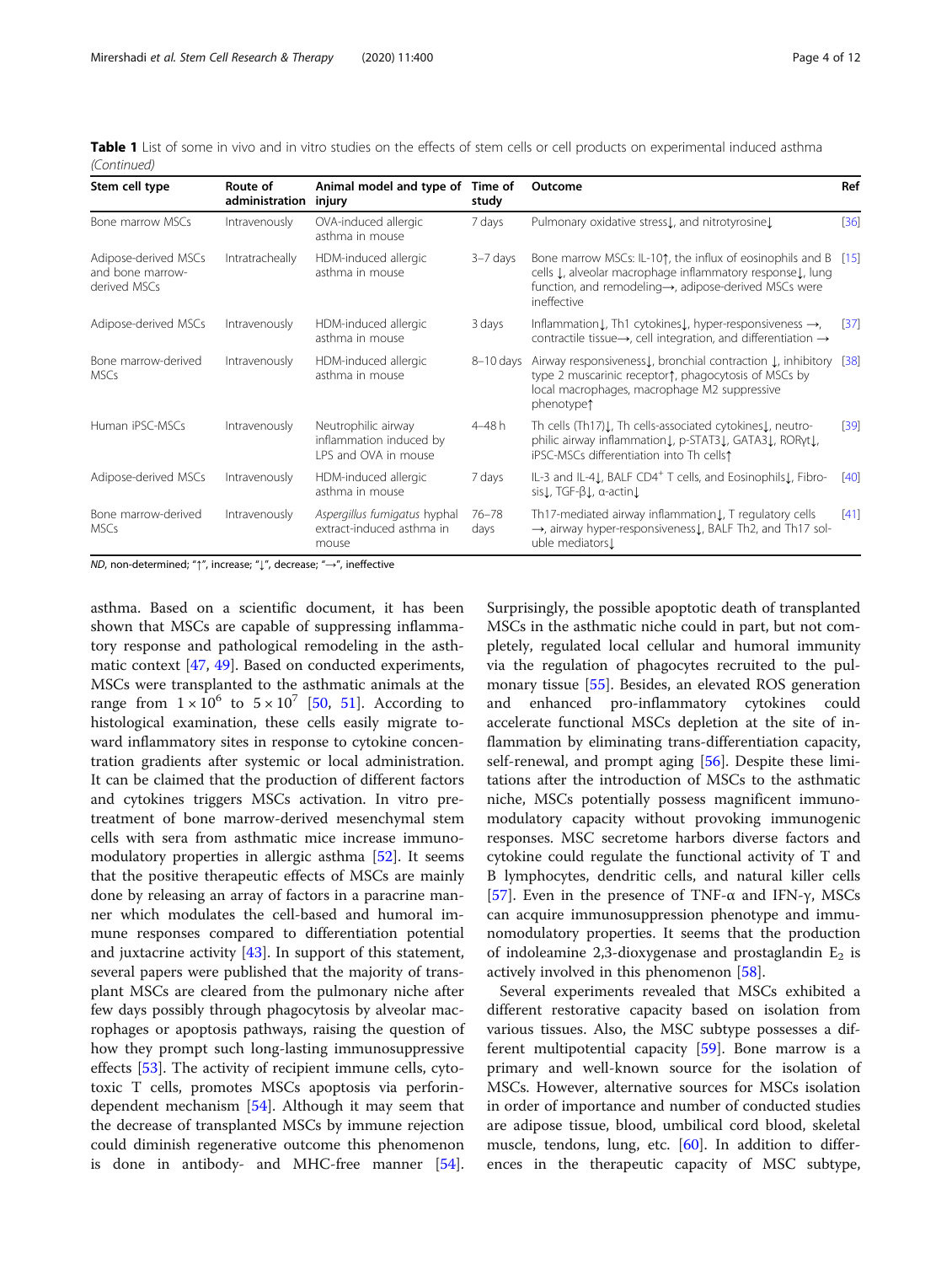**Table 1** List of some in vivo and in vitro studies on the effects of stem cells or cell products on experimental induced asthma *(Continued)*

| Stem cell type | Route of administration | Animal model and type of injury | Time of study | Outcome | Ref |
|---|---|---|---|---|---|
| Bone marrow MSCs | Intravenously | OVA-induced allergic asthma in mouse | 7 days | Pulmonary oxidative stress↓, and nitrotyrosine↓ | [36] |
| Adipose-derived MSCs and bone marrow-derived MSCs | Intratracheally | HDM-induced allergic asthma in mouse | 3–7 days | Bone marrow MSCs: IL-10↑, the influx of eosinophils and B cells ↓, alveolar macrophage inflammatory response↓, lung function, and remodeling→, adipose-derived MSCs were ineffective | [15] |
| Adipose-derived MSCs | Intravenously | HDM-induced allergic asthma in mouse | 3 days | Inflammation↓, Th1 cytokines↓, hyper-responsiveness →, contractile tissue→, cell integration, and differentiation → | [37] |
| Bone marrow-derived MSCs | Intravenously | HDM-induced allergic asthma in mouse | 8–10 days | Airway responsiveness↓, bronchial contraction ↓, inhibitory type 2 muscarinic receptor↑, phagocytosis of MSCs by local macrophages, macrophage M2 suppressive phenotype↑ | [38] |
| Human iPSC-MSCs | Intravenously | Neutrophilic airway inflammation induced by LPS and OVA in mouse | 4–48 h | Th cells (Th17)↓, Th cells-associated cytokines↓, neutrophilic airway inflammation↓, p-STAT3↓, GATA3↓, RORγt↓, iPSC-MSCs differentiation into Th cells↑ | [39] |
| Adipose-derived MSCs | Intravenously | HDM-induced allergic asthma in mouse | 7 days | IL-3 and IL-4↓, BALF $CD4^+$ T cells, and Eosinophils↓, Fibrosis↓, TGF-β↓, α-actin↓ | [40] |
| Bone marrow-derived MSCs | Intravenously | *Aspergillus fumigatus* hyphal extract-induced asthma in mouse | 76–78 days | Th17-mediated airway inflammation↓, T regulatory cells →, airway hyper-responsiveness↓, BALF Th2, and Th17 soluble mediators↓ | [41] |

*ND*, non-determined; "↑", increase; "↓", decrease; "→", ineffective

asthma. Based on a scientific document, it has been shown that MSCs are capable of suppressing inflammatory response and pathological remodeling in the asthmatic context [47, 49]. Based on conducted experiments, MSCs were transplanted to the asthmatic animals at the range from $1 \times 10^6$ to $5 \times 10^7$ [50, 51]. According to histological examination, these cells easily migrate toward inflammatory sites in response to cytokine concentration gradients after systemic or local administration. It can be claimed that the production of different factors and cytokines triggers MSCs activation. In vitro pretreatment of bone marrow-derived mesenchymal stem cells with sera from asthmatic mice increase immunomodulatory properties in allergic asthma [52]. It seems that the positive therapeutic effects of MSCs are mainly done by releasing an array of factors in a paracrine manner which modulates the cell-based and humoral immune responses compared to differentiation potential and juxtacrine activity [43]. In support of this statement, several papers were published that the majority of transplant MSCs are cleared from the pulmonary niche after few days possibly through phagocytosis by alveolar macrophages or apoptosis pathways, raising the question of how they prompt such long-lasting immunosuppressive effects [53]. The activity of recipient immune cells, cytotoxic T cells, promotes MSCs apoptosis via perforin-dependent mechanism [54]. Although it may seem that the decrease of transplanted MSCs by immune rejection could diminish regenerative outcome this phenomenon is done in antibody- and MHC-free manner [54]. Surprisingly, the possible apoptotic death of transplanted MSCs in the asthmatic niche could in part, but not completely, regulated local cellular and humoral immunity via the regulation of phagocytes recruited to the pulmonary tissue [55]. Besides, an elevated ROS generation and enhanced pro-inflammatory cytokines could accelerate functional MSCs depletion at the site of inflammation by eliminating trans-differentiation capacity, self-renewal, and prompt aging [56]. Despite these limitations after the introduction of MSCs to the asthmatic niche, MSCs potentially possess magnificent immunomodulatory capacity without provoking immunogenic responses. MSC secretome harbors diverse factors and cytokine could regulate the functional activity of T and B lymphocytes, dendritic cells, and natural killer cells [57]. Even in the presence of TNF-α and IFN-γ, MSCs can acquire immunosuppression phenotype and immunomodulatory properties. It seems that the production of indoleamine 2,3-dioxygenase and prostaglandin $E_2$ is actively involved in this phenomenon [58].

Several experiments revealed that MSCs exhibited a different restorative capacity based on isolation from various tissues. Also, the MSC subtype possesses a different multipotential capacity [59]. Bone marrow is a primary and well-known source for the isolation of MSCs. However, alternative sources for MSCs isolation in order of importance and number of conducted studies are adipose tissue, blood, umbilical cord blood, skeletal muscle, tendons, lung, etc. [60]. In addition to differences in the therapeutic capacity of MSC subtype,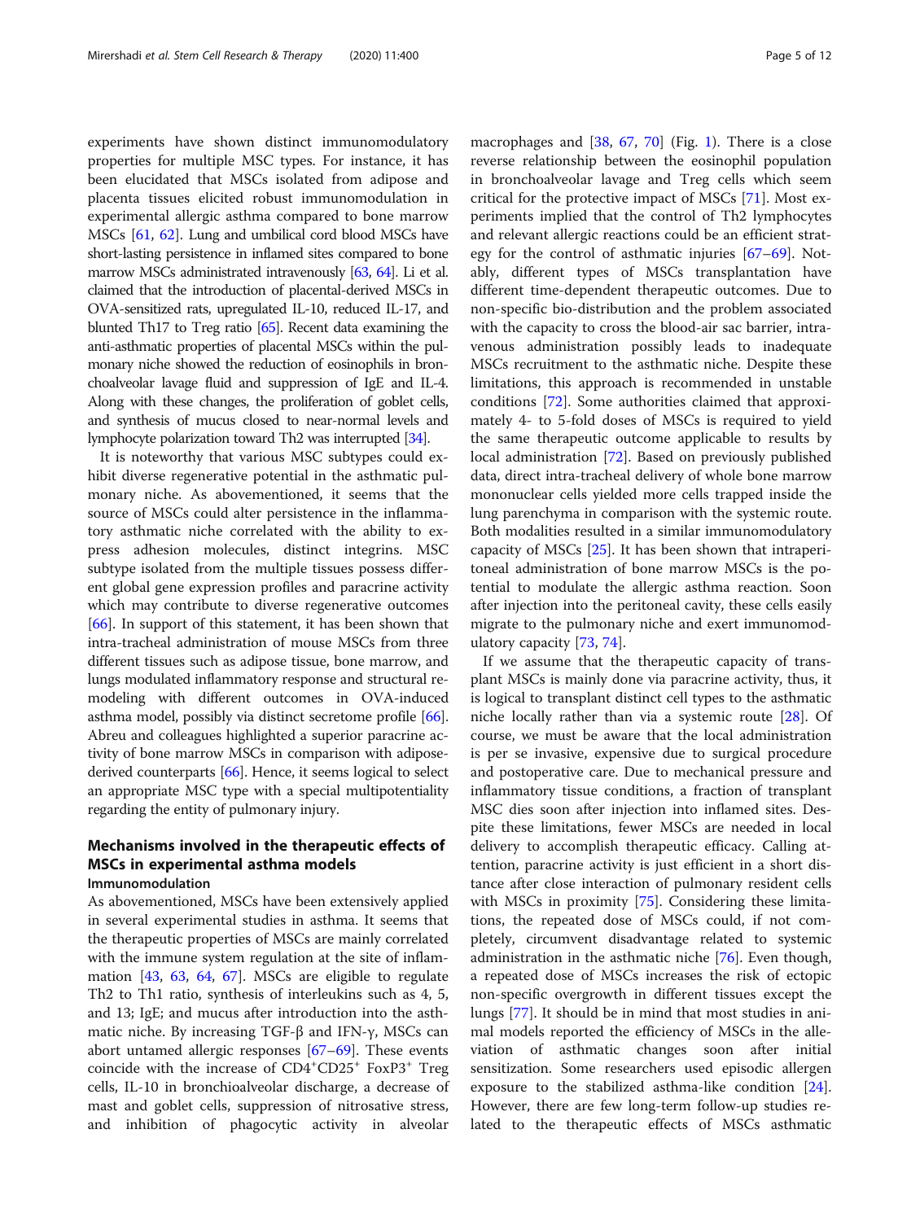experiments have shown distinct immunomodulatory properties for multiple MSC types. For instance, it has been elucidated that MSCs isolated from adipose and placenta tissues elicited robust immunomodulation in experimental allergic asthma compared to bone marrow MSCs [61, 62]. Lung and umbilical cord blood MSCs have short-lasting persistence in inflamed sites compared to bone marrow MSCs administrated intravenously [63, 64]. Li et al. claimed that the introduction of placental-derived MSCs in OVA-sensitized rats, upregulated IL-10, reduced IL-17, and blunted Th17 to Treg ratio [65]. Recent data examining the anti-asthmatic properties of placental MSCs within the pulmonary niche showed the reduction of eosinophils in bronchoalveolar lavage fluid and suppression of IgE and IL-4. Along with these changes, the proliferation of goblet cells, and synthesis of mucus closed to near-normal levels and lymphocyte polarization toward Th2 was interrupted [34].

It is noteworthy that various MSC subtypes could exhibit diverse regenerative potential in the asthmatic pulmonary niche. As abovementioned, it seems that the source of MSCs could alter persistence in the inflammatory asthmatic niche correlated with the ability to express adhesion molecules, distinct integrins. MSC subtype isolated from the multiple tissues possess different global gene expression profiles and paracrine activity which may contribute to diverse regenerative outcomes [66]. In support of this statement, it has been shown that intra-tracheal administration of mouse MSCs from three different tissues such as adipose tissue, bone marrow, and lungs modulated inflammatory response and structural remodeling with different outcomes in OVA-induced asthma model, possibly via distinct secretome profile [66]. Abreu and colleagues highlighted a superior paracrine activity of bone marrow MSCs in comparison with adipose-derived counterparts [66]. Hence, it seems logical to select an appropriate MSC type with a special multipotentiality regarding the entity of pulmonary injury.

## Mechanisms involved in the therapeutic effects of MSCs in experimental asthma models

### Immunomodulation

As abovementioned, MSCs have been extensively applied in several experimental studies in asthma. It seems that the therapeutic properties of MSCs are mainly correlated with the immune system regulation at the site of inflammation [43, 63, 64, 67]. MSCs are eligible to regulate Th2 to Th1 ratio, synthesis of interleukins such as 4, 5, and 13; IgE; and mucus after introduction into the asthmatic niche. By increasing TGF-β and IFN-γ, MSCs can abort untamed allergic responses [67–69]. These events coincide with the increase of $CD4^{+}CD25^{+}$ $FoxP3^{+}$ Treg cells, IL-10 in bronchioalveolar discharge, a decrease of mast and goblet cells, suppression of nitrosative stress, and inhibition of phagocytic activity in alveolar macrophages and [38, 67, 70] (Fig. 1). There is a close reverse relationship between the eosinophil population in bronchoalveolar lavage and Treg cells which seem critical for the protective impact of MSCs [71]. Most experiments implied that the control of Th2 lymphocytes and relevant allergic reactions could be an efficient strategy for the control of asthmatic injuries [67–69]. Notably, different types of MSCs transplantation have different time-dependent therapeutic outcomes. Due to non-specific bio-distribution and the problem associated with the capacity to cross the blood-air sac barrier, intravenous administration possibly leads to inadequate MSCs recruitment to the asthmatic niche. Despite these limitations, this approach is recommended in unstable conditions [72]. Some authorities claimed that approximately 4- to 5-fold doses of MSCs is required to yield the same therapeutic outcome applicable to results by local administration [72]. Based on previously published data, direct intra-tracheal delivery of whole bone marrow mononuclear cells yielded more cells trapped inside the lung parenchyma in comparison with the systemic route. Both modalities resulted in a similar immunomodulatory capacity of MSCs [25]. It has been shown that intraperitoneal administration of bone marrow MSCs is the potential to modulate the allergic asthma reaction. Soon after injection into the peritoneal cavity, these cells easily migrate to the pulmonary niche and exert immunomodulatory capacity [73, 74].

If we assume that the therapeutic capacity of transplant MSCs is mainly done via paracrine activity, thus, it is logical to transplant distinct cell types to the asthmatic niche locally rather than via a systemic route [28]. Of course, we must be aware that the local administration is per se invasive, expensive due to surgical procedure and postoperative care. Due to mechanical pressure and inflammatory tissue conditions, a fraction of transplant MSC dies soon after injection into inflamed sites. Despite these limitations, fewer MSCs are needed in local delivery to accomplish therapeutic efficacy. Calling attention, paracrine activity is just efficient in a short distance after close interaction of pulmonary resident cells with MSCs in proximity [75]. Considering these limitations, the repeated dose of MSCs could, if not completely, circumvent disadvantage related to systemic administration in the asthmatic niche [76]. Even though, a repeated dose of MSCs increases the risk of ectopic non-specific overgrowth in different tissues except the lungs [77]. It should be in mind that most studies in animal models reported the efficiency of MSCs in the alleviation of asthmatic changes soon after initial sensitization. Some researchers used episodic allergen exposure to the stabilized asthma-like condition [24]. However, there are few long-term follow-up studies related to the therapeutic effects of MSCs asthmatic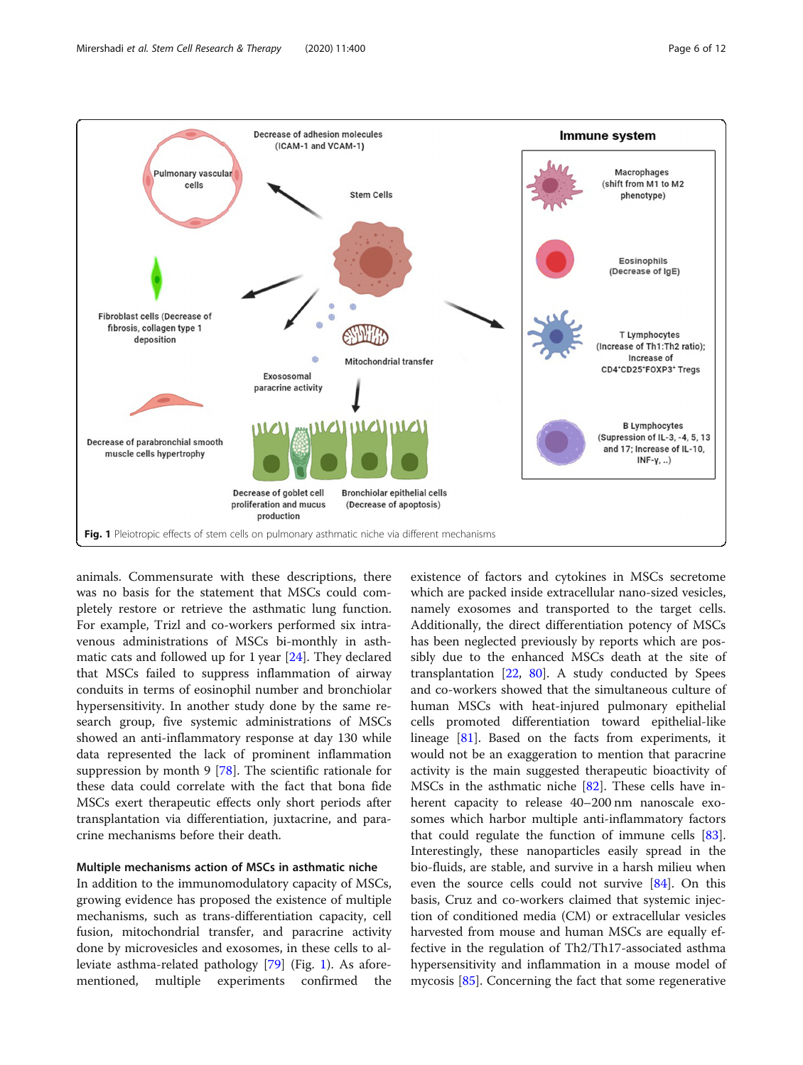Fig. 1 Pleiotropic effects of stem cells on pulmonary asthmatic niche via different mechanisms

animals. Commensurate with these descriptions, there was no basis for the statement that MSCs could completely restore or retrieve the asthmatic lung function. For example, Trizl and co-workers performed six intravenous administrations of MSCs bi-monthly in asthmatic cats and followed up for 1 year [24]. They declared that MSCs failed to suppress inflammation of airway conduits in terms of eosinophil number and bronchiolar hypersensitivity. In another study done by the same research group, five systemic administrations of MSCs showed an anti-inflammatory response at day 130 while data represented the lack of prominent inflammation suppression by month 9 [78]. The scientific rationale for these data could correlate with the fact that bona fide MSCs exert therapeutic effects only short periods after transplantation via differentiation, juxtacrine, and paracrine mechanisms before their death.

### Multiple mechanisms action of MSCs in asthmatic niche

In addition to the immunomodulatory capacity of MSCs, growing evidence has proposed the existence of multiple mechanisms, such as trans-differentiation capacity, cell fusion, mitochondrial transfer, and paracrine activity done by microvesicles and exosomes, in these cells to alleviate asthma-related pathology [79] (Fig. 1). As aforementioned, multiple experiments confirmed the existence of factors and cytokines in MSCs secretome which are packed inside extracellular nano-sized vesicles, namely exosomes and transported to the target cells. Additionally, the direct differentiation potency of MSCs has been neglected previously by reports which are possibly due to the enhanced MSCs death at the site of transplantation [22, 80]. A study conducted by Spees and co-workers showed that the simultaneous culture of human MSCs with heat-injured pulmonary epithelial cells promoted differentiation toward epithelial-like lineage [81]. Based on the facts from experiments, it would not be an exaggeration to mention that paracrine activity is the main suggested therapeutic bioactivity of MSCs in the asthmatic niche [82]. These cells have inherent capacity to release 40–200 nm nanoscale exosomes which harbor multiple anti-inflammatory factors that could regulate the function of immune cells [83]. Interestingly, these nanoparticles easily spread in the bio-fluids, are stable, and survive in a harsh milieu when even the source cells could not survive [84]. On this basis, Cruz and co-workers claimed that systemic injection of conditioned media (CM) or extracellular vesicles harvested from mouse and human MSCs are equally effective in the regulation of Th2/Th17-associated asthma hypersensitivity and inflammation in a mouse model of mycosis [85]. Concerning the fact that some regenerative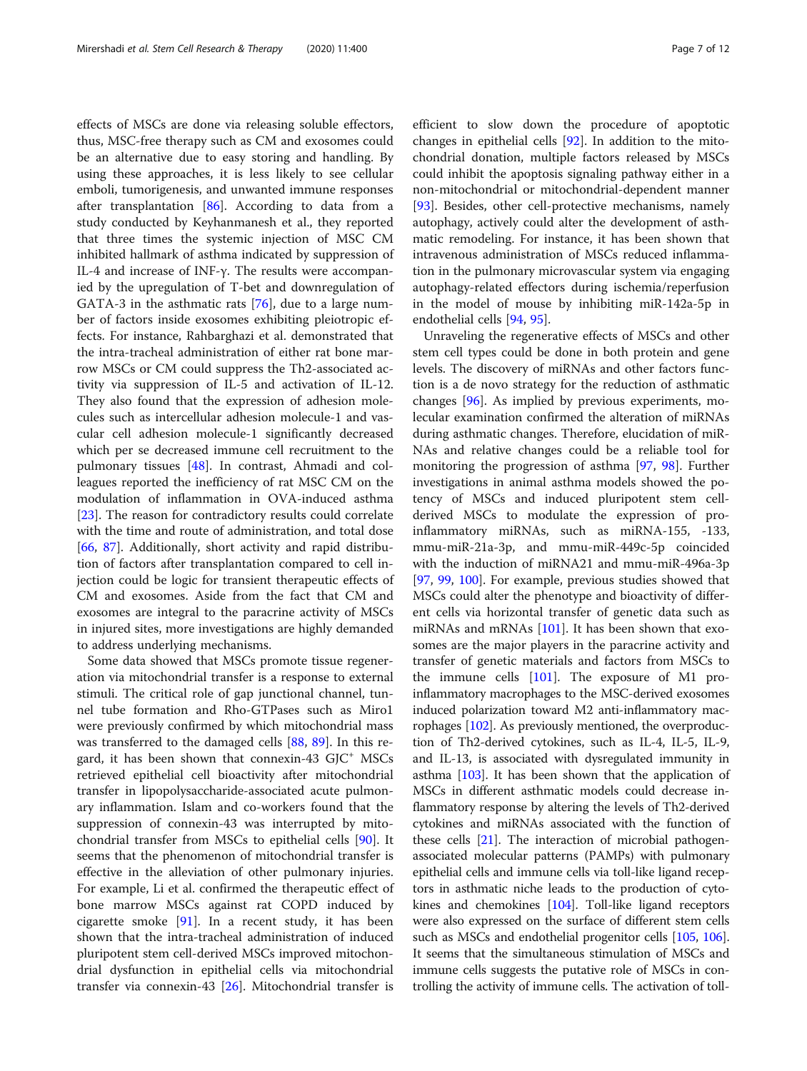effects of MSCs are done via releasing soluble effectors, thus, MSC-free therapy such as CM and exosomes could be an alternative due to easy storing and handling. By using these approaches, it is less likely to see cellular emboli, tumorigenesis, and unwanted immune responses after transplantation [86]. According to data from a study conducted by Keyhanmanesh et al., they reported that three times the systemic injection of MSC CM inhibited hallmark of asthma indicated by suppression of IL-4 and increase of INF-γ. The results were accompanied by the upregulation of T-bet and downregulation of GATA-3 in the asthmatic rats [76], due to a large number of factors inside exosomes exhibiting pleiotropic effects. For instance, Rahbarghazi et al. demonstrated that the intra-tracheal administration of either rat bone marrow MSCs or CM could suppress the Th2-associated activity via suppression of IL-5 and activation of IL-12. They also found that the expression of adhesion molecules such as intercellular adhesion molecule-1 and vascular cell adhesion molecule-1 significantly decreased which per se decreased immune cell recruitment to the pulmonary tissues [48]. In contrast, Ahmadi and colleagues reported the inefficiency of rat MSC CM on the modulation of inflammation in OVA-induced asthma [23]. The reason for contradictory results could correlate with the time and route of administration, and total dose [66, 87]. Additionally, short activity and rapid distribution of factors after transplantation compared to cell injection could be logic for transient therapeutic effects of CM and exosomes. Aside from the fact that CM and exosomes are integral to the paracrine activity of MSCs in injured sites, more investigations are highly demanded to address underlying mechanisms.

Some data showed that MSCs promote tissue regeneration via mitochondrial transfer is a response to external stimuli. The critical role of gap junctional channel, tunnel tube formation and Rho-GTPases such as Miro1 were previously confirmed by which mitochondrial mass was transferred to the damaged cells [88, 89]. In this regard, it has been shown that connexin-43 GJC$^{+}$ MSCs retrieved epithelial cell bioactivity after mitochondrial transfer in lipopolysaccharide-associated acute pulmonary inflammation. Islam and co-workers found that the suppression of connexin-43 was interrupted by mitochondrial transfer from MSCs to epithelial cells [90]. It seems that the phenomenon of mitochondrial transfer is effective in the alleviation of other pulmonary injuries. For example, Li et al. confirmed the therapeutic effect of bone marrow MSCs against rat COPD induced by cigarette smoke [91]. In a recent study, it has been shown that the intra-tracheal administration of induced pluripotent stem cell-derived MSCs improved mitochondrial dysfunction in epithelial cells via mitochondrial transfer via connexin-43 [26]. Mitochondrial transfer is efficient to slow down the procedure of apoptotic changes in epithelial cells [92]. In addition to the mitochondrial donation, multiple factors released by MSCs could inhibit the apoptosis signaling pathway either in a non-mitochondrial or mitochondrial-dependent manner [93]. Besides, other cell-protective mechanisms, namely autophagy, actively could alter the development of asthmatic remodeling. For instance, it has been shown that intravenous administration of MSCs reduced inflammation in the pulmonary microvascular system via engaging autophagy-related effectors during ischemia/reperfusion in the model of mouse by inhibiting miR-142a-5p in endothelial cells [94, 95].

Unraveling the regenerative effects of MSCs and other stem cell types could be done in both protein and gene levels. The discovery of miRNAs and other factors function is a de novo strategy for the reduction of asthmatic changes [96]. As implied by previous experiments, molecular examination confirmed the alteration of miRNAs during asthmatic changes. Therefore, elucidation of miRNAs and relative changes could be a reliable tool for monitoring the progression of asthma [97, 98]. Further investigations in animal asthma models showed the potency of MSCs and induced pluripotent stem cell-derived MSCs to modulate the expression of pro-inflammatory miRNAs, such as miRNA-155, -133, mmu-miR-21a-3p, and mmu-miR-449c-5p coincided with the induction of miRNA21 and mmu-miR-496a-3p [97, 99, 100]. For example, previous studies showed that MSCs could alter the phenotype and bioactivity of different cells via horizontal transfer of genetic data such as miRNAs and mRNAs [101]. It has been shown that exosomes are the major players in the paracrine activity and transfer of genetic materials and factors from MSCs to the immune cells [101]. The exposure of M1 pro-inflammatory macrophages to the MSC-derived exosomes induced polarization toward M2 anti-inflammatory macrophages [102]. As previously mentioned, the overproduction of Th2-derived cytokines, such as IL-4, IL-5, IL-9, and IL-13, is associated with dysregulated immunity in asthma [103]. It has been shown that the application of MSCs in different asthmatic models could decrease inflammatory response by altering the levels of Th2-derived cytokines and miRNAs associated with the function of these cells [21]. The interaction of microbial pathogen-associated molecular patterns (PAMPs) with pulmonary epithelial cells and immune cells via toll-like ligand receptors in asthmatic niche leads to the production of cytokines and chemokines [104]. Toll-like ligand receptors were also expressed on the surface of different stem cells such as MSCs and endothelial progenitor cells [105, 106]. It seems that the simultaneous stimulation of MSCs and immune cells suggests the putative role of MSCs in controlling the activity of immune cells. The activation of toll-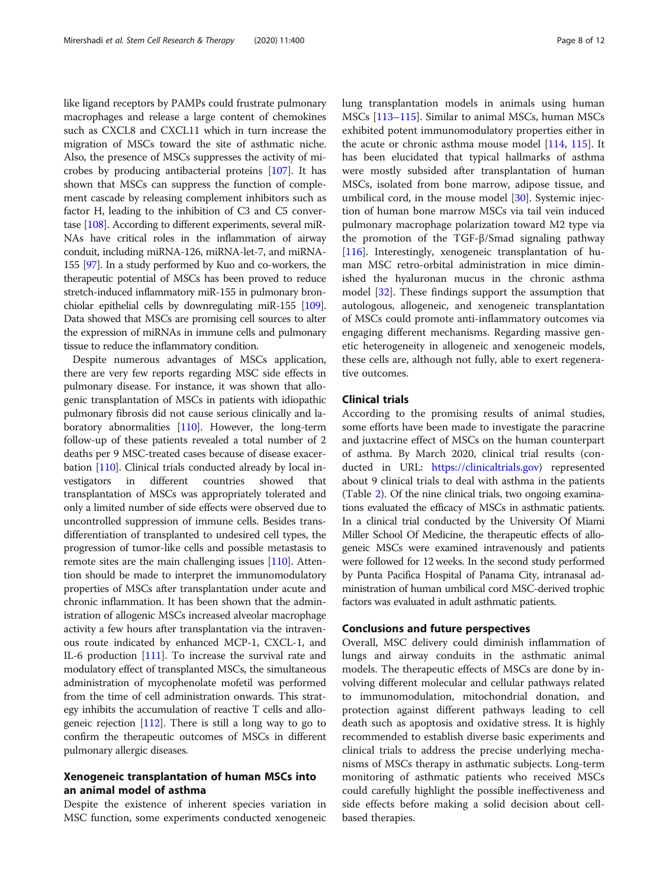like ligand receptors by PAMPs could frustrate pulmonary macrophages and release a large content of chemokines such as CXCL8 and CXCL11 which in turn increase the migration of MSCs toward the site of asthmatic niche. Also, the presence of MSCs suppresses the activity of microbes by producing antibacterial proteins [107]. It has shown that MSCs can suppress the function of complement cascade by releasing complement inhibitors such as factor H, leading to the inhibition of C3 and C5 convertase [108]. According to different experiments, several miRNAs have critical roles in the inflammation of airway conduit, including miRNA-126, miRNA-let-7, and miRNA-155 [97]. In a study performed by Kuo and co-workers, the therapeutic potential of MSCs has been proved to reduce stretch-induced inflammatory miR-155 in pulmonary bronchiolar epithelial cells by downregulating miR-155 [109]. Data showed that MSCs are promising cell sources to alter the expression of miRNAs in immune cells and pulmonary tissue to reduce the inflammatory condition.

Despite numerous advantages of MSCs application, there are very few reports regarding MSC side effects in pulmonary disease. For instance, it was shown that allogenic transplantation of MSCs in patients with idiopathic pulmonary fibrosis did not cause serious clinically and laboratory abnormalities [110]. However, the long-term follow-up of these patients revealed a total number of 2 deaths per 9 MSC-treated cases because of disease exacerbation [110]. Clinical trials conducted already by local investigators in different countries showed that transplantation of MSCs was appropriately tolerated and only a limited number of side effects were observed due to uncontrolled suppression of immune cells. Besides transdifferentiation of transplanted to undesired cell types, the progression of tumor-like cells and possible metastasis to remote sites are the main challenging issues [110]. Attention should be made to interpret the immunomodulatory properties of MSCs after transplantation under acute and chronic inflammation. It has been shown that the administration of allogenic MSCs increased alveolar macrophage activity a few hours after transplantation via the intravenous route indicated by enhanced MCP-1, CXCL-1, and IL-6 production [111]. To increase the survival rate and modulatory effect of transplanted MSCs, the simultaneous administration of mycophenolate mofetil was performed from the time of cell administration onwards. This strategy inhibits the accumulation of reactive T cells and allogeneic rejection [112]. There is still a long way to go to confirm the therapeutic outcomes of MSCs in different pulmonary allergic diseases.

## Xenogeneic transplantation of human MSCs into an animal model of asthma

Despite the existence of inherent species variation in MSC function, some experiments conducted xenogeneic lung transplantation models in animals using human MSCs [113–115]. Similar to animal MSCs, human MSCs exhibited potent immunomodulatory properties either in the acute or chronic asthma mouse model [114, 115]. It has been elucidated that typical hallmarks of asthma were mostly subsided after transplantation of human MSCs, isolated from bone marrow, adipose tissue, and umbilical cord, in the mouse model [30]. Systemic injection of human bone marrow MSCs via tail vein induced pulmonary macrophage polarization toward M2 type via the promotion of the TGF-β/Smad signaling pathway [116]. Interestingly, xenogeneic transplantation of human MSC retro-orbital administration in mice diminished the hyaluronan mucus in the chronic asthma model [32]. These findings support the assumption that autologous, allogeneic, and xenogeneic transplantation of MSCs could promote anti-inflammatory outcomes via engaging different mechanisms. Regarding massive genetic heterogeneity in allogeneic and xenogeneic models, these cells are, although not fully, able to exert regenerative outcomes.

## Clinical trials

According to the promising results of animal studies, some efforts have been made to investigate the paracrine and juxtacrine effect of MSCs on the human counterpart of asthma. By March 2020, clinical trial results (conducted in URL: https://clinicaltrials.gov) represented about 9 clinical trials to deal with asthma in the patients (Table 2). Of the nine clinical trials, two ongoing examinations evaluated the efficacy of MSCs in asthmatic patients. In a clinical trial conducted by the University Of Miami Miller School Of Medicine, the therapeutic effects of allogeneic MSCs were examined intravenously and patients were followed for 12 weeks. In the second study performed by Punta Pacifica Hospital of Panama City, intranasal administration of human umbilical cord MSC-derived trophic factors was evaluated in adult asthmatic patients.

## Conclusions and future perspectives

Overall, MSC delivery could diminish inflammation of lungs and airway conduits in the asthmatic animal models. The therapeutic effects of MSCs are done by involving different molecular and cellular pathways related to immunomodulation, mitochondrial donation, and protection against different pathways leading to cell death such as apoptosis and oxidative stress. It is highly recommended to establish diverse basic experiments and clinical trials to address the precise underlying mechanisms of MSCs therapy in asthmatic subjects. Long-term monitoring of asthmatic patients who received MSCs could carefully highlight the possible ineffectiveness and side effects before making a solid decision about cell-based therapies.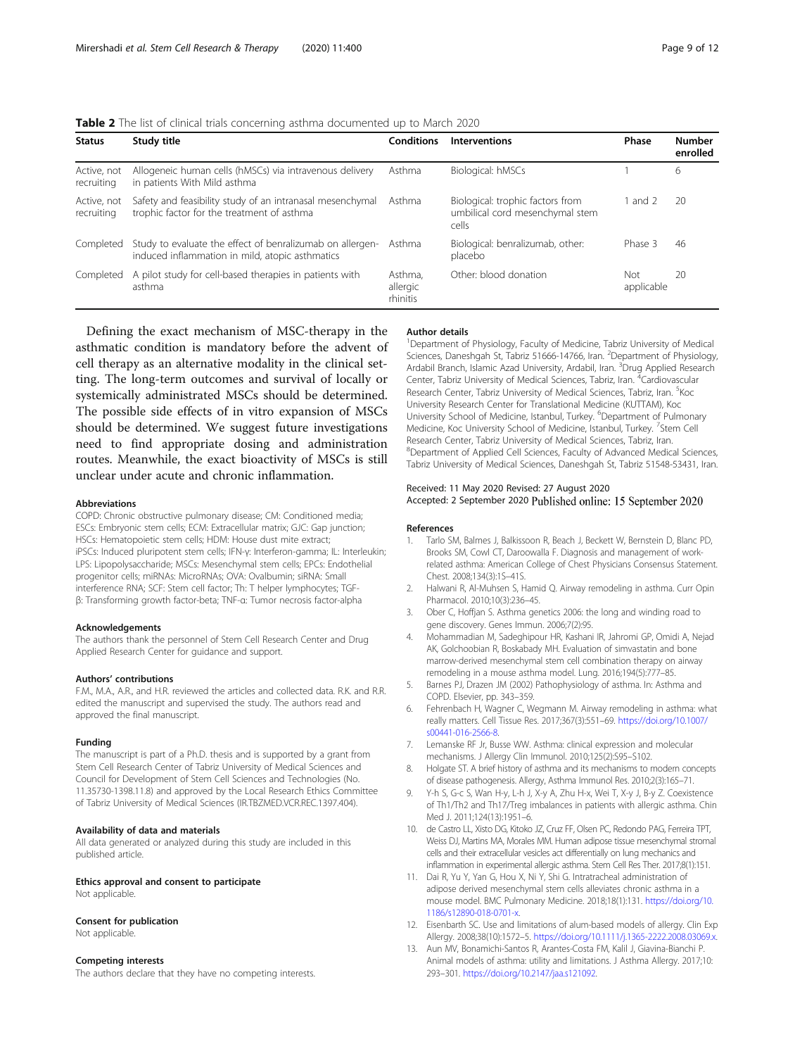**Table 2** The list of clinical trials concerning asthma documented up to March 2020

| Status | Study title | Conditions | Interventions | Phase | Number enrolled |
|---|---|---|---|---|---|
| Active, not recruiting | Allogeneic human cells (hMSCs) via intravenous delivery in patients With Mild asthma | Asthma | Biological: hMSCs | 1 | 6 |
| Active, not recruiting | Safety and feasibility study of an intranasal mesenchymal trophic factor for the treatment of asthma | Asthma | Biological: trophic factors from umbilical cord mesenchymal stem cells | 1 and 2 | 20 |
| Completed | Study to evaluate the effect of benralizumab on allergen-induced inflammation in mild, atopic asthmatics | Asthma | Biological: benralizumab, other: placebo | Phase 3 | 46 |
| Completed | A pilot study for cell-based therapies in patients with asthma | Asthma, allergic rhinitis | Other: blood donation | Not applicable | 20 |

Defining the exact mechanism of MSC-therapy in the asthmatic condition is mandatory before the advent of cell therapy as an alternative modality in the clinical setting. The long-term outcomes and survival of locally or systemically administrated MSCs should be determined. The possible side effects of in vitro expansion of MSCs should be determined. We suggest future investigations need to find appropriate dosing and administration routes. Meanwhile, the exact bioactivity of MSCs is still unclear under acute and chronic inflammation.

#### Abbreviations
COPD: Chronic obstructive pulmonary disease; CM: Conditioned media; ESCs: Embryonic stem cells; ECM: Extracellular matrix; GJC: Gap junction; HSCs: Hematopoietic stem cells; HDM: House dust mite extract; iPSCs: Induced pluripotent stem cells; IFN-γ: Interferon-gamma; IL: Interleukin; LPS: Lipopolysaccharide; MSCs: Mesenchymal stem cells; EPCs: Endothelial progenitor cells; miRNAs: MicroRNAs; OVA: Ovalbumin; siRNA: Small interference RNA; SCF: Stem cell factor; Th: T helper lymphocytes; TGF-β: Transforming growth factor-beta; TNF-α: Tumor necrosis factor-alpha

#### Acknowledgements
The authors thank the personnel of Stem Cell Research Center and Drug Applied Research Center for guidance and support.

#### Authors' contributions
F.M., M.A., A.R., and H.R. reviewed the articles and collected data. R.K. and R.R. edited the manuscript and supervised the study. The authors read and approved the final manuscript.

#### Funding
The manuscript is part of a Ph.D. thesis and is supported by a grant from Stem Cell Research Center of Tabriz University of Medical Sciences and Council for Development of Stem Cell Sciences and Technologies (No. 11.35730-1398.11.8) and approved by the Local Research Ethics Committee of Tabriz University of Medical Sciences (IR.TBZMED.VCR.REC.1397.404).

#### Availability of data and materials
All data generated or analyzed during this study are included in this published article.

#### Ethics approval and consent to participate
Not applicable.

#### Consent for publication
Not applicable.

#### Competing interests
The authors declare that they have no competing interests.

#### Author details
[1]Department of Physiology, Faculty of Medicine, Tabriz University of Medical Sciences, Daneshgah St, Tabriz 51666-14766, Iran. [2]Department of Physiology, Ardabil Branch, Islamic Azad University, Ardabil, Iran. [3]Drug Applied Research Center, Tabriz University of Medical Sciences, Tabriz, Iran. [4]Cardiovascular Research Center, Tabriz University of Medical Sciences, Tabriz, Iran. [5]Koc University Research Center for Translational Medicine (KUTTAM), Koc University School of Medicine, Istanbul, Turkey. [6]Department of Pulmonary Medicine, Koc University School of Medicine, Istanbul, Turkey. [7]Stem Cell Research Center, Tabriz University of Medical Sciences, Tabriz, Iran. [8]Department of Applied Cell Sciences, Faculty of Advanced Medical Sciences, Tabriz University of Medical Sciences, Daneshgah St, Tabriz 51548-53431, Iran.

Received: 11 May 2020 Revised: 27 August 2020
Accepted: 2 September 2020 Published online: 15 September 2020

#### References
1. Tarlo SM, Balmes J, Balkissoon R, Beach J, Beckett W, Bernstein D, Blanc PD, Brooks SM, Cowl CT, Daroowalla F. Diagnosis and management of work-related asthma: American College of Chest Physicians Consensus Statement. Chest. 2008;134(3):1S–41S.
2. Halwani R, Al-Muhsen S, Hamid Q. Airway remodeling in asthma. Curr Opin Pharmacol. 2010;10(3):236–45.
3. Ober C, Hoffjan S. Asthma genetics 2006: the long and winding road to gene discovery. Genes Immun. 2006;7(2):95.
4. Mohammadian M, Sadeghipour HR, Kashani IR, Jahromi GP, Omidi A, Nejad AK, Golchoobian R, Boskabady MH. Evaluation of simvastatin and bone marrow-derived mesenchymal stem cell combination therapy on airway remodeling in a mouse asthma model. Lung. 2016;194(5):777–85.
5. Barnes PJ, Drazen JM (2002) Pathophysiology of asthma. In: Asthma and COPD. Elsevier, pp. 343–359.
6. Fehrenbach H, Wagner C, Wegmann M. Airway remodeling in asthma: what really matters. Cell Tissue Res. 2017;367(3):551–69. https://doi.org/10.1007/s00441-016-2566-8.
7. Lemanske RF Jr, Busse WW. Asthma: clinical expression and molecular mechanisms. J Allergy Clin Immunol. 2010;125(2):S95–S102.
8. Holgate ST. A brief history of asthma and its mechanisms to modern concepts of disease pathogenesis. Allergy, Asthma Immunol Res. 2010;2(3):165–71.
9. Y-h S, G-c S, Wan H-y, L-h J, X-y A, Zhu H-x, Wei T, X-y J, B-y Z. Coexistence of Th1/Th2 and Th17/Treg imbalances in patients with allergic asthma. Chin Med J. 2011;124(13):1951–6.
10. de Castro LL, Xisto DG, Kitoko JZ, Cruz FF, Olsen PC, Redondo PAG, Ferreira TPT, Weiss DJ, Martins MA, Morales MM. Human adipose tissue mesenchymal stromal cells and their extracellular vesicles act differentially on lung mechanics and inflammation in experimental allergic asthma. Stem Cell Res Ther. 2017;8(1):151.
11. Dai R, Yu Y, Yan G, Hou X, Ni Y, Shi G. Intratracheal administration of adipose derived mesenchymal stem cells alleviates chronic asthma in a mouse model. BMC Pulmonary Medicine. 2018;18(1):131. https://doi.org/10.1186/s12890-018-0701-x.
12. Eisenbarth SC. Use and limitations of alum-based models of allergy. Clin Exp Allergy. 2008;38(10):1572–5. https://doi.org/10.1111/j.1365-2222.2008.03069.x.
13. Aun MV, Bonamichi-Santos R, Arantes-Costa FM, Kalil J, Giavina-Bianchi P. Animal models of asthma: utility and limitations. J Asthma Allergy. 2017;10:293–301. https://doi.org/10.2147/jaa.s121092.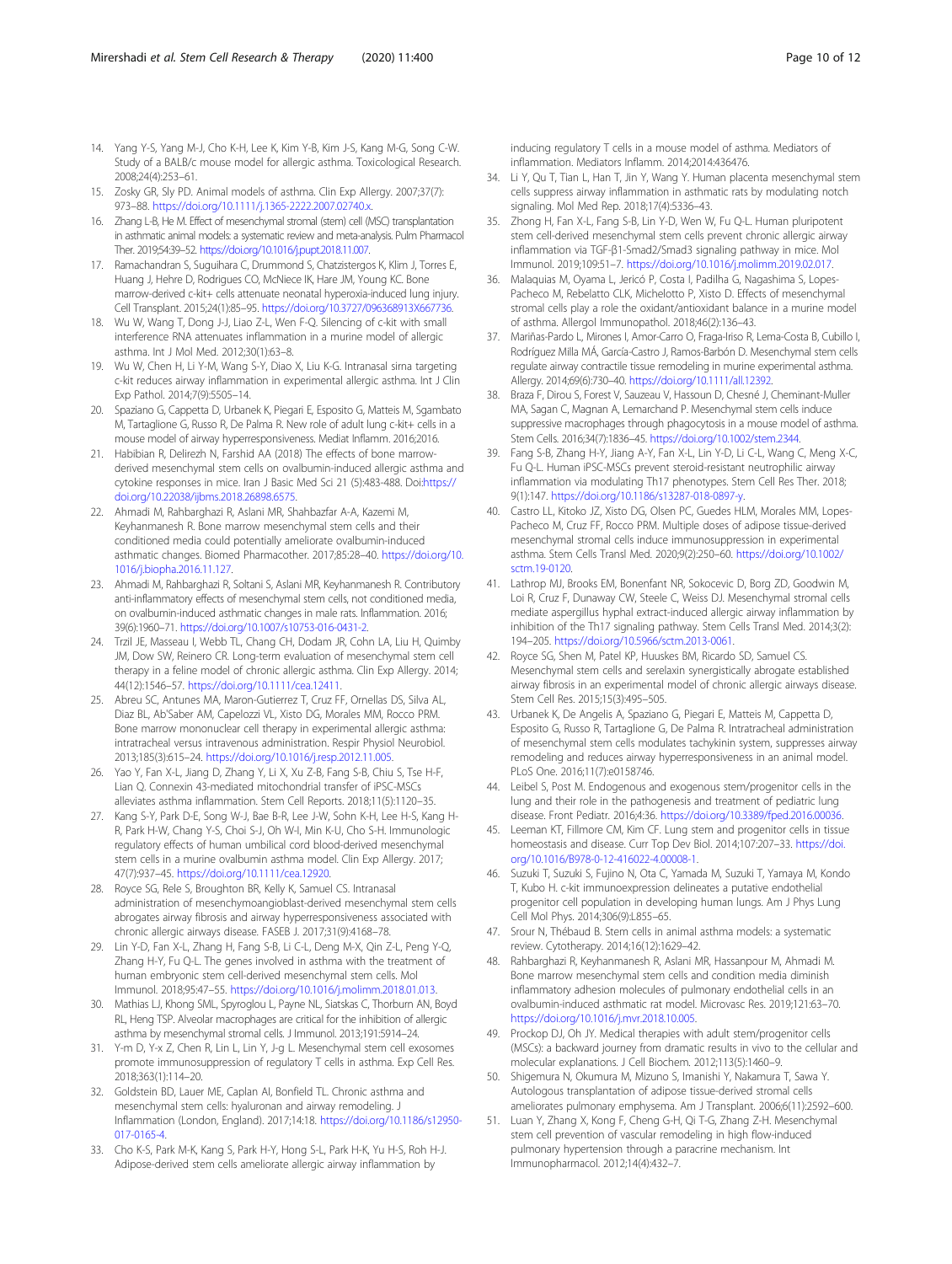14. Yang Y-S, Yang M-J, Cho K-H, Lee K, Kim Y-B, Kim J-S, Kang M-G, Song C-W. Study of a BALB/c mouse model for allergic asthma. Toxicological Research. 2008;24(4):253–61.
15. Zosky GR, Sly PD. Animal models of asthma. Clin Exp Allergy. 2007;37(7): 973–88. https://doi.org/10.1111/j.1365-2222.2007.02740.x.
16. Zhang L-B, He M. Effect of mesenchymal stromal (stem) cell (MSC) transplantation in asthmatic animal models: a systematic review and meta-analysis. Pulm Pharmacol Ther. 2019;54:39–52. https://doi.org/10.1016/j.pupt.2018.11.007.
17. Ramachandran S, Suguihara C, Drummond S, Chatzistergos K, Klim J, Torres E, Huang J, Hehre D, Rodrigues CO, McNiece IK, Hare JM, Young KC. Bone marrow-derived c-kit+ cells attenuate neonatal hyperoxia-induced lung injury. Cell Transplant. 2015;24(1):85–95. https://doi.org/10.3727/096368913X667736.
18. Wu W, Wang T, Dong J-J, Liao Z-L, Wen F-Q. Silencing of c-kit with small interference RNA attenuates inflammation in a murine model of allergic asthma. Int J Mol Med. 2012;30(1):63–8.
19. Wu W, Chen H, Li Y-M, Wang S-Y, Diao X, Liu K-G. Intranasal sirna targeting c-kit reduces airway inflammation in experimental allergic asthma. Int J Clin Exp Pathol. 2014;7(9):5505–14.
20. Spaziano G, Cappetta D, Urbanek K, Piegari E, Esposito G, Matteis M, Sgambato M, Tartaglione G, Russo R, De Palma R. New role of adult lung c-kit+ cells in a mouse model of airway hyperresponsiveness. Mediat Inflamm. 2016;2016.
21. Habibian R, Delirezh N, Farshid AA (2018) The effects of bone marrow-derived mesenchymal stem cells on ovalbumin-induced allergic asthma and cytokine responses in mice. Iran J Basic Med Sci 21 (5):483-488. Doi:https://doi.org/10.22038/ijbms.2018.26898.6575.
22. Ahmadi M, Rahbarghazi R, Aslani MR, Shahbazfar A-A, Kazemi M, Keyhanmanesh R. Bone marrow mesenchymal stem cells and their conditioned media could potentially ameliorate ovalbumin-induced asthmatic changes. Biomed Pharmacother. 2017;85:28–40. https://doi.org/10.1016/j.biopha.2016.11.127.
23. Ahmadi M, Rahbarghazi R, Soltani S, Aslani MR, Keyhanmanesh R. Contributory anti-inflammatory effects of mesenchymal stem cells, not conditioned media, on ovalbumin-induced asthmatic changes in male rats. Inflammation. 2016; 39(6):1960–71. https://doi.org/10.1007/s10753-016-0431-2.
24. Trzil JE, Masseau I, Webb TL, Chang CH, Dodam JR, Cohn LA, Liu H, Quimby JM, Dow SW, Reinero CR. Long-term evaluation of mesenchymal stem cell therapy in a feline model of chronic allergic asthma. Clin Exp Allergy. 2014; 44(12):1546–57. https://doi.org/10.1111/cea.12411.
25. Abreu SC, Antunes MA, Maron-Gutierrez T, Cruz FF, Ornellas DS, Silva AL, Diaz BL, Ab'Saber AM, Capelozzi VL, Xisto DG, Morales MM, Rocco PRM. Bone marrow mononuclear cell therapy in experimental allergic asthma: intratracheal versus intravenous administration. Respir Physiol Neurobiol. 2013;185(3):615–24. https://doi.org/10.1016/j.resp.2012.11.005.
26. Yao Y, Fan X-L, Jiang D, Zhang Y, Li X, Xu Z-B, Fang S-B, Chiu S, Tse H-F, Lian Q. Connexin 43-mediated mitochondrial transfer of iPSC-MSCs alleviates asthma inflammation. Stem Cell Reports. 2018;11(5):1120–35.
27. Kang S-Y, Park D-E, Song W-J, Bae B-R, Lee J-W, Sohn K-H, Lee H-S, Kang H-R, Park H-W, Chang Y-S, Choi S-J, Oh W-I, Min K-U, Cho S-H. Immunologic regulatory effects of human umbilical cord blood-derived mesenchymal stem cells in a murine ovalbumin asthma model. Clin Exp Allergy. 2017; 47(7):937–45. https://doi.org/10.1111/cea.12920.
28. Royce SG, Rele S, Broughton BR, Kelly K, Samuel CS. Intranasal administration of mesenchymoangioblast-derived mesenchymal stem cells abrogates airway fibrosis and airway hyperresponsiveness associated with chronic allergic airways disease. FASEB J. 2017;31(9):4168–78.
29. Lin Y-D, Fan X-L, Zhang H, Fang S-B, Li C-L, Deng M-X, Qin Z-L, Peng Y-Q, Zhang H-Y, Fu Q-L. The genes involved in asthma with the treatment of human embryonic stem cell-derived mesenchymal stem cells. Mol Immunol. 2018;95:47–55. https://doi.org/10.1016/j.molimm.2018.01.013.
30. Mathias LJ, Khong SML, Spyroglou L, Payne NL, Siatskas C, Thorburn AN, Boyd RL, Heng TSP. Alveolar macrophages are critical for the inhibition of allergic asthma by mesenchymal stromal cells. J Immunol. 2013;191:5914–24.
31. Y-m D, Y-x Z, Chen R, Lin L, Lin Y, J-g L. Mesenchymal stem cell exosomes promote immunosuppression of regulatory T cells in asthma. Exp Cell Res. 2018;363(1):114–20.
32. Goldstein BD, Lauer ME, Caplan AI, Bonfield TL. Chronic asthma and mesenchymal stem cells: hyaluronan and airway remodeling. J Inflammation (London, England). 2017;14:18. https://doi.org/10.1186/s12950-017-0165-4.
33. Cho K-S, Park M-K, Kang S, Park H-Y, Hong S-L, Park H-K, Yu H-S, Roh H-J. Adipose-derived stem cells ameliorate allergic airway inflammation by inducing regulatory T cells in a mouse model of asthma. Mediators of inflammation. Mediators Inflamm. 2014;2014:436476.
34. Li Y, Qu T, Tian L, Han T, Jin Y, Wang Y. Human placenta mesenchymal stem cells suppress airway inflammation in asthmatic rats by modulating notch signaling. Mol Med Rep. 2018;17(4):5336–43.
35. Zhong H, Fan X-L, Fang S-B, Lin Y-D, Wen W, Fu Q-L. Human pluripotent stem cell-derived mesenchymal stem cells prevent chronic allergic airway inflammation via TGF-β1-Smad2/Smad3 signaling pathway in mice. Mol Immunol. 2019;109:51–7. https://doi.org/10.1016/j.molimm.2019.02.017.
36. Malaquias M, Oyama L, Jericó P, Costa I, Padilha G, Nagashima S, Lopes-Pacheco M, Rebelatto CLK, Michelotto P, Xisto D. Effects of mesenchymal stromal cells play a role the oxidant/antioxidant balance in a murine model of asthma. Allergol Immunopathol. 2018;46(2):136–43.
37. Mariñas-Pardo L, Mirones I, Amor-Carro O, Fraga-Iriso R, Lema-Costa B, Cubillo I, Rodríguez Milla MÁ, García-Castro J, Ramos-Barbón D. Mesenchymal stem cells regulate airway contractile tissue remodeling in murine experimental asthma. Allergy. 2014;69(6):730–40. https://doi.org/10.1111/all.12392.
38. Braza F, Dirou S, Forest V, Sauzeau V, Hassoun D, Chesné J, Cheminant-Muller MA, Sagan C, Magnan A, Lemarchand P. Mesenchymal stem cells induce suppressive macrophages through phagocytosis in a mouse model of asthma. Stem Cells. 2016;34(7):1836–45. https://doi.org/10.1002/stem.2344.
39. Fang S-B, Zhang H-Y, Jiang A-Y, Fan X-L, Lin Y-D, Li C-L, Wang C, Meng X-C, Fu Q-L. Human iPSC-MSCs prevent steroid-resistant neutrophilic airway inflammation via modulating Th17 phenotypes. Stem Cell Res Ther. 2018; 9(1):147. https://doi.org/10.1186/s13287-018-0897-y.
40. Castro LL, Kitoko JZ, Xisto DG, Olsen PC, Guedes HLM, Morales MM, Lopes-Pacheco M, Cruz FF, Rocco PRM. Multiple doses of adipose tissue-derived mesenchymal stromal cells induce immunosuppression in experimental asthma. Stem Cells Transl Med. 2020;9(2):250–60. https://doi.org/10.1002/sctm.19-0120.
41. Lathrop MJ, Brooks EM, Bonenfant NR, Sokocevic D, Borg ZD, Goodwin M, Loi R, Cruz F, Dunaway CW, Steele C, Weiss DJ. Mesenchymal stromal cells mediate aspergillus hyphal extract-induced allergic airway inflammation by inhibition of the Th17 signaling pathway. Stem Cells Transl Med. 2014;3(2): 194–205. https://doi.org/10.5966/sctm.2013-0061.
42. Royce SG, Shen M, Patel KP, Huuskes BM, Ricardo SD, Samuel CS. Mesenchymal stem cells and serelaxin synergistically abrogate established airway fibrosis in an experimental model of chronic allergic airways disease. Stem Cell Res. 2015;15(3):495–505.
43. Urbanek K, De Angelis A, Spaziano G, Piegari E, Matteis M, Cappetta D, Esposito G, Russo R, Tartaglione G, De Palma R. Intratracheal administration of mesenchymal stem cells modulates tachykinin system, suppresses airway remodeling and reduces airway hyperresponsiveness in an animal model. PLoS One. 2016;11(7):e0158746.
44. Leibel S, Post M. Endogenous and exogenous stem/progenitor cells in the lung and their role in the pathogenesis and treatment of pediatric lung disease. Front Pediatr. 2016;4:36. https://doi.org/10.3389/fped.2016.00036.
45. Leeman KT, Fillmore CM, Kim CF. Lung stem and progenitor cells in tissue homeostasis and disease. Curr Top Dev Biol. 2014;107:207–33. https://doi.org/10.1016/B978-0-12-416022-4.00008-1.
46. Suzuki T, Suzuki S, Fujino N, Ota C, Yamada M, Suzuki T, Yamaya M, Kondo T, Kubo H. c-kit immunoexpression delineates a putative endothelial progenitor cell population in developing human lungs. Am J Phys Lung Cell Mol Phys. 2014;306(9):L855–65.
47. Srour N, Thébaud B. Stem cells in animal asthma models: a systematic review. Cytotherapy. 2014;16(12):1629–42.
48. Rahbarghazi R, Keyhanmanesh R, Aslani MR, Hassanpour M, Ahmadi M. Bone marrow mesenchymal stem cells and condition media diminish inflammatory adhesion molecules of pulmonary endothelial cells in an ovalbumin-induced asthmatic rat model. Microvasc Res. 2019;121:63–70. https://doi.org/10.1016/j.mvr.2018.10.005.
49. Prockop DJ, Oh JY. Medical therapies with adult stem/progenitor cells (MSCs): a backward journey from dramatic results in vivo to the cellular and molecular explanations. J Cell Biochem. 2012;113(5):1460–9.
50. Shigemura N, Okumura M, Mizuno S, Imanishi Y, Nakamura T, Sawa Y. Autologous transplantation of adipose tissue-derived stromal cells ameliorates pulmonary emphysema. Am J Transplant. 2006;6(11):2592–600.
51. Luan Y, Zhang X, Kong F, Cheng G-H, Qi T-G, Zhang Z-H. Mesenchymal stem cell prevention of vascular remodeling in high flow-induced pulmonary hypertension through a paracrine mechanism. Int Immunopharmacol. 2012;14(4):432–7.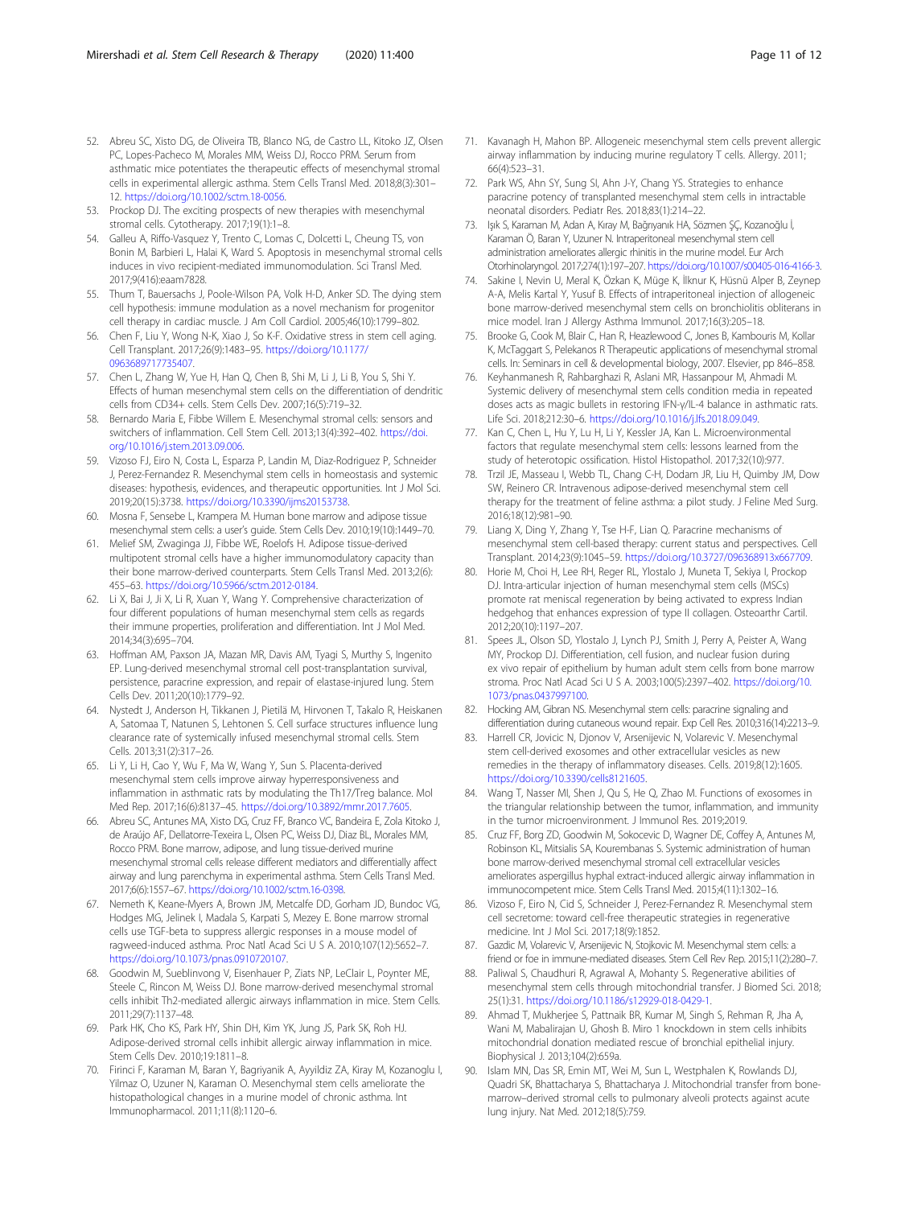52. Abreu SC, Xisto DG, de Oliveira TB, Blanco NG, de Castro LL, Kitoko JZ, Olsen PC, Lopes-Pacheco M, Morales MM, Weiss DJ, Rocco PRM. Serum from asthmatic mice potentiates the therapeutic effects of mesenchymal stromal cells in experimental allergic asthma. Stem Cells Transl Med. 2018;8(3):301–12. https://doi.org/10.1002/sctm.18-0056.
53. Prockop DJ. The exciting prospects of new therapies with mesenchymal stromal cells. Cytotherapy. 2017;19(1):1–8.
54. Galleu A, Riffo-Vasquez Y, Trento C, Lomas C, Dolcetti L, Cheung TS, von Bonin M, Barbieri L, Halai K, Ward S. Apoptosis in mesenchymal stromal cells induces in vivo recipient-mediated immunomodulation. Sci Transl Med. 2017;9(416):eaam7828.
55. Thum T, Bauersachs J, Poole-Wilson PA, Volk H-D, Anker SD. The dying stem cell hypothesis: immune modulation as a novel mechanism for progenitor cell therapy in cardiac muscle. J Am Coll Cardiol. 2005;46(10):1799–802.
56. Chen F, Liu Y, Wong N-K, Xiao J, So K-F. Oxidative stress in stem cell aging. Cell Transplant. 2017;26(9):1483–95. https://doi.org/10.1177/0963689717735407.
57. Chen L, Zhang W, Yue H, Han Q, Chen B, Shi M, Li J, Li B, You S, Shi Y. Effects of human mesenchymal stem cells on the differentiation of dendritic cells from CD34+ cells. Stem Cells Dev. 2007;16(5):719–32.
58. Bernardo Maria E, Fibbe Willem E. Mesenchymal stromal cells: sensors and switchers of inflammation. Cell Stem Cell. 2013;13(4):392–402. https://doi.org/10.1016/j.stem.2013.09.006.
59. Vizoso FJ, Eiro N, Costa L, Esparza P, Landin M, Diaz-Rodriguez P, Schneider J, Perez-Fernandez R. Mesenchymal stem cells in homeostasis and systemic diseases: hypothesis, evidences, and therapeutic opportunities. Int J Mol Sci. 2019;20(15):3738. https://doi.org/10.3390/ijms20153738.
60. Mosna F, Sensebe L, Krampera M. Human bone marrow and adipose tissue mesenchymal stem cells: a user's guide. Stem Cells Dev. 2010;19(10):1449–70.
61. Melief SM, Zwaginga JJ, Fibbe WE, Roelofs H. Adipose tissue-derived multipotent stromal cells have a higher immunomodulatory capacity than their bone marrow-derived counterparts. Stem Cells Transl Med. 2013;2(6):455–63. https://doi.org/10.5966/sctm.2012-0184.
62. Li X, Bai J, Ji X, Li R, Xuan Y, Wang Y. Comprehensive characterization of four different populations of human mesenchymal stem cells as regards their immune properties, proliferation and differentiation. Int J Mol Med. 2014;34(3):695–704.
63. Hoffman AM, Paxson JA, Mazan MR, Davis AM, Tyagi S, Murthy S, Ingenito EP. Lung-derived mesenchymal stromal cell post-transplantation survival, persistence, paracrine expression, and repair of elastase-injured lung. Stem Cells Dev. 2011;20(10):1779–92.
64. Nystedt J, Anderson H, Tikkanen J, Pietilä M, Hirvonen T, Takalo R, Heiskanen A, Satomaa T, Natunen S, Lehtonen S. Cell surface structures influence lung clearance rate of systemically infused mesenchymal stromal cells. Stem Cells. 2013;31(2):317–26.
65. Li Y, Li H, Cao Y, Wu F, Ma W, Wang Y, Sun S. Placenta-derived mesenchymal stem cells improve airway hyperresponsiveness and inflammation in asthmatic rats by modulating the Th17/Treg balance. Mol Med Rep. 2017;16(6):8137–45. https://doi.org/10.3892/mmr.2017.7605.
66. Abreu SC, Antunes MA, Xisto DG, Cruz FF, Branco VC, Bandeira E, Zola Kitoko J, de Araújo AF, Dellatorre-Texeira L, Olsen PC, Weiss DJ, Diaz BL, Morales MM, Rocco PRM. Bone marrow, adipose, and lung tissue-derived murine mesenchymal stromal cells release different mediators and differentially affect airway and lung parenchyma in experimental asthma. Stem Cells Transl Med. 2017;6(6):1557–67. https://doi.org/10.1002/sctm.16-0398.
67. Nemeth K, Keane-Myers A, Brown JM, Metcalfe DD, Gorham JD, Bundoc VG, Hodges MG, Jelinek I, Madala S, Karpati S, Mezey E. Bone marrow stromal cells use TGF-beta to suppress allergic responses in a mouse model of ragweed-induced asthma. Proc Natl Acad Sci U S A. 2010;107(12):5652–7. https://doi.org/10.1073/pnas.0910720107.
68. Goodwin M, Sueblinvong V, Eisenhauer P, Ziats NP, LeClair L, Poynter ME, Steele C, Rincon M, Weiss DJ. Bone marrow-derived mesenchymal stromal cells inhibit Th2-mediated allergic airways inflammation in mice. Stem Cells. 2011;29(7):1137–48.
69. Park HK, Cho KS, Park HY, Shin DH, Kim YK, Jung JS, Park SK, Roh HJ. Adipose-derived stromal cells inhibit allergic airway inflammation in mice. Stem Cells Dev. 2010;19:1811–8.
70. Firinci F, Karaman M, Baran Y, Bagriyanik A, Ayyildiz ZA, Kiray M, Kozanoglu I, Yilmaz O, Uzuner N, Karaman O. Mesenchymal stem cells ameliorate the histopathological changes in a murine model of chronic asthma. Int Immunopharmacol. 2011;11(8):1120–6.
71. Kavanagh H, Mahon BP. Allogeneic mesenchymal stem cells prevent allergic airway inflammation by inducing murine regulatory T cells. Allergy. 2011;66(4):523–31.
72. Park WS, Ahn SY, Sung SI, Ahn J-Y, Chang YS. Strategies to enhance paracrine potency of transplanted mesenchymal stem cells in intractable neonatal disorders. Pediatr Res. 2018;83(1):214–22.
73. Işık S, Karaman M, Adan A, Kıray M, Bağrıyanık HA, Sözmen ŞÇ, Kozanoğlu İ, Karaman Ö, Baran Y, Uzuner N. Intraperitoneal mesenchymal stem cell administration ameliorates allergic rhinitis in the murine model. Eur Arch Otorhinolaryngol. 2017;274(1):197–207. https://doi.org/10.1007/s00405-016-4166-3.
74. Sakine I, Nevin U, Meral K, Özkan K, Müge K, İlknur K, Hüsnü Alper B, Zeynep A-A, Melis Kartal Y, Yusuf B. Effects of intraperitoneal injection of allogeneic bone marrow-derived mesenchymal stem cells on bronchiolitis obliterans in mice model. Iran J Allergy Asthma Immunol. 2017;16(3):205–18.
75. Brooke G, Cook M, Blair C, Han R, Heazlewood C, Jones B, Kambouris M, Kollar K, McTaggart S, Pelekanos R Therapeutic applications of mesenchymal stromal cells. In: Seminars in cell & developmental biology, 2007. Elsevier, pp 846–858.
76. Keyhanmanesh R, Rahbarghazi R, Aslani MR, Hassanpour M, Ahmadi M. Systemic delivery of mesenchymal stem cells condition media in repeated doses acts as magic bullets in restoring IFN-γ/IL-4 balance in asthmatic rats. Life Sci. 2018;212:30–6. https://doi.org/10.1016/j.lfs.2018.09.049.
77. Kan C, Chen L, Hu Y, Lu H, Li Y, Kessler JA, Kan L. Microenvironmental factors that regulate mesenchymal stem cells: lessons learned from the study of heterotopic ossification. Histol Histopathol. 2017;32(10):977.
78. Trzil JE, Masseau I, Webb TL, Chang C-H, Dodam JR, Liu H, Quimby JM, Dow SW, Reinero CR. Intravenous adipose-derived mesenchymal stem cell therapy for the treatment of feline asthma: a pilot study. J Feline Med Surg. 2016;18(12):981–90.
79. Liang X, Ding Y, Zhang Y, Tse H-F, Lian Q. Paracrine mechanisms of mesenchymal stem cell-based therapy: current status and perspectives. Cell Transplant. 2014;23(9):1045–59. https://doi.org/10.3727/096368913x667709.
80. Horie M, Choi H, Lee RH, Reger RL, Ylostalo J, Muneta T, Sekiya I, Prockop DJ. Intra-articular injection of human mesenchymal stem cells (MSCs) promote rat meniscal regeneration by being activated to express Indian hedgehog that enhances expression of type II collagen. Osteoarthr Cartil. 2012;20(10):1197–207.
81. Spees JL, Olson SD, Ylostalo J, Lynch PJ, Smith J, Perry A, Peister A, Wang MY, Prockop DJ. Differentiation, cell fusion, and nuclear fusion during ex vivo repair of epithelium by human adult stem cells from bone marrow stroma. Proc Natl Acad Sci U S A. 2003;100(5):2397–402. https://doi.org/10.1073/pnas.0437997100.
82. Hocking AM, Gibran NS. Mesenchymal stem cells: paracrine signaling and differentiation during cutaneous wound repair. Exp Cell Res. 2010;316(14):2213–9.
83. Harrell CR, Jovicic N, Djonov V, Arsenijevic N, Volarevic V. Mesenchymal stem cell-derived exosomes and other extracellular vesicles as new remedies in the therapy of inflammatory diseases. Cells. 2019;8(12):1605. https://doi.org/10.3390/cells8121605.
84. Wang T, Nasser MI, Shen J, Qu S, He Q, Zhao M. Functions of exosomes in the triangular relationship between the tumor, inflammation, and immunity in the tumor microenvironment. J Immunol Res. 2019;2019.
85. Cruz FF, Borg ZD, Goodwin M, Sokocevic D, Wagner DE, Coffey A, Antunes M, Robinson KL, Mitsialis SA, Kourembanas S. Systemic administration of human bone marrow-derived mesenchymal stromal cell extracellular vesicles ameliorates aspergillus hyphal extract-induced allergic airway inflammation in immunocompetent mice. Stem Cells Transl Med. 2015;4(11):1302–16.
86. Vizoso F, Eiro N, Cid S, Schneider J, Perez-Fernandez R. Mesenchymal stem cell secretome: toward cell-free therapeutic strategies in regenerative medicine. Int J Mol Sci. 2017;18(9):1852.
87. Gazdic M, Volarevic V, Arsenijevic N, Stojkovic M. Mesenchymal stem cells: a friend or foe in immune-mediated diseases. Stem Cell Rev Rep. 2015;11(2):280–7.
88. Paliwal S, Chaudhuri R, Agrawal A, Mohanty S. Regenerative abilities of mesenchymal stem cells through mitochondrial transfer. J Biomed Sci. 2018;25(1):31. https://doi.org/10.1186/s12929-018-0429-1.
89. Ahmad T, Mukherjee S, Pattnaik BR, Kumar M, Singh S, Rehman R, Jha A, Wani M, Mabalirajan U, Ghosh B. Miro 1 knockdown in stem cells inhibits mitochondrial donation mediated rescue of bronchial epithelial injury. Biophysical J. 2013;104(2):659a.
90. Islam MN, Das SR, Emin MT, Wei M, Sun L, Westphalen K, Rowlands DJ, Quadri SK, Bhattacharya S, Bhattacharya J. Mitochondrial transfer from bone-marrow–derived stromal cells to pulmonary alveoli protects against acute lung injury. Nat Med. 2012;18(5):759.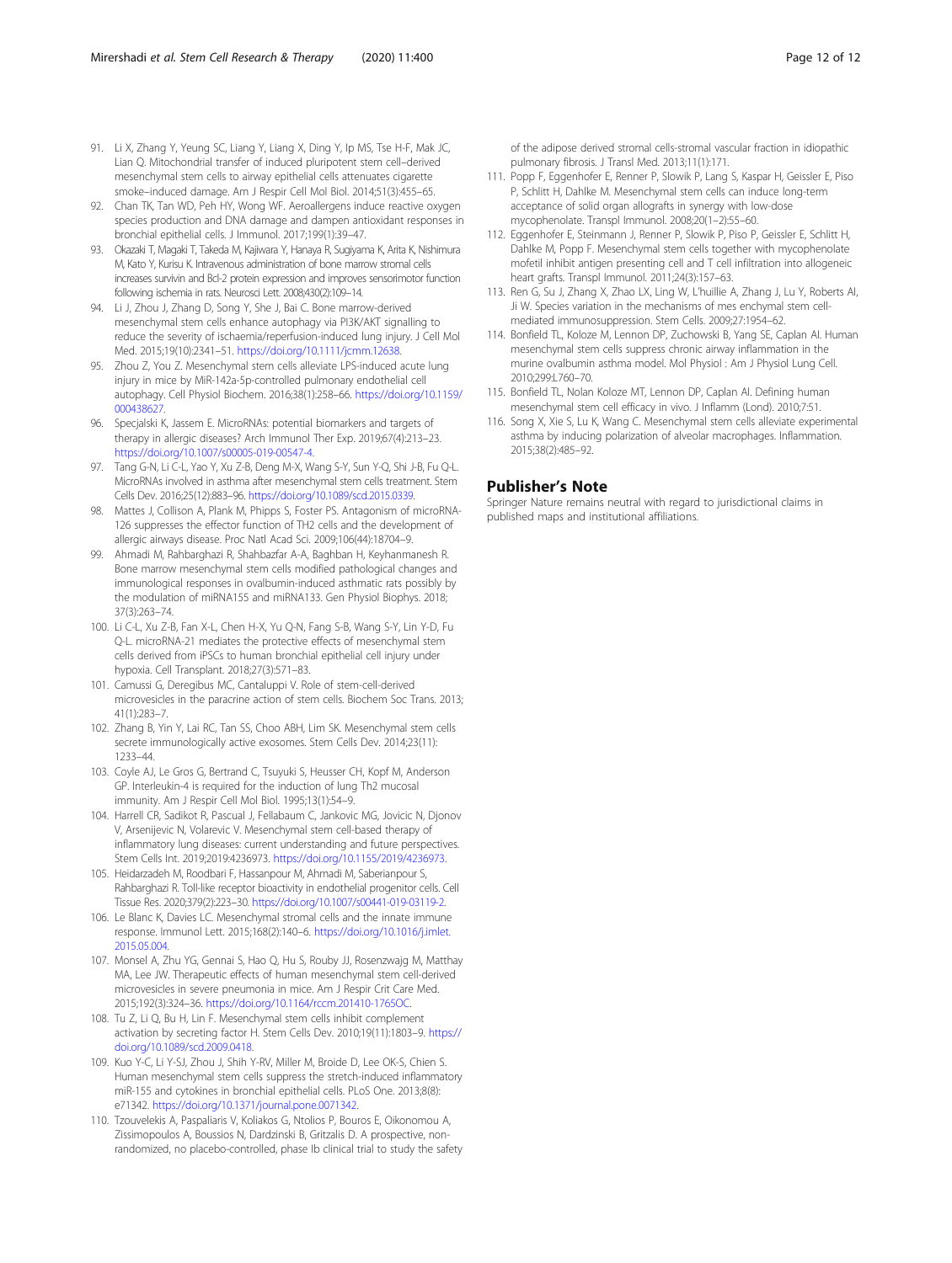91. Li X, Zhang Y, Yeung SC, Liang Y, Liang X, Ding Y, Ip MS, Tse H-F, Mak JC, Lian Q. Mitochondrial transfer of induced pluripotent stem cell–derived mesenchymal stem cells to airway epithelial cells attenuates cigarette smoke–induced damage. Am J Respir Cell Mol Biol. 2014;51(3):455–65.
92. Chan TK, Tan WD, Peh HY, Wong WF. Aeroallergens induce reactive oxygen species production and DNA damage and dampen antioxidant responses in bronchial epithelial cells. J Immunol. 2017;199(1):39–47.
93. Okazaki T, Magaki T, Takeda M, Kajiwara Y, Hanaya R, Sugiyama K, Arita K, Nishimura M, Kato Y, Kurisu K. Intravenous administration of bone marrow stromal cells increases survivin and Bcl-2 protein expression and improves sensorimotor function following ischemia in rats. Neurosci Lett. 2008;430(2):109–14.
94. Li J, Zhou J, Zhang D, Song Y, She J, Bai C. Bone marrow-derived mesenchymal stem cells enhance autophagy via PI3K/AKT signalling to reduce the severity of ischaemia/reperfusion-induced lung injury. J Cell Mol Med. 2015;19(10):2341–51. https://doi.org/10.1111/jcmm.12638.
95. Zhou Z, You Z. Mesenchymal stem cells alleviate LPS-induced acute lung injury in mice by MiR-142a-5p-controlled pulmonary endothelial cell autophagy. Cell Physiol Biochem. 2016;38(1):258–66. https://doi.org/10.1159/000438627.
96. Specjalski K, Jassem E. MicroRNAs: potential biomarkers and targets of therapy in allergic diseases? Arch Immunol Ther Exp. 2019;67(4):213–23. https://doi.org/10.1007/s00005-019-00547-4.
97. Tang G-N, Li C-L, Yao Y, Xu Z-B, Deng M-X, Wang S-Y, Sun Y-Q, Shi J-B, Fu Q-L. MicroRNAs involved in asthma after mesenchymal stem cells treatment. Stem Cells Dev. 2016;25(12):883–96. https://doi.org/10.1089/scd.2015.0339.
98. Mattes J, Collison A, Plank M, Phipps S, Foster PS. Antagonism of microRNA-126 suppresses the effector function of TH2 cells and the development of allergic airways disease. Proc Natl Acad Sci. 2009;106(44):18704–9.
99. Ahmadi M, Rahbarghazi R, Shahbazfar A-A, Baghban H, Keyhanmanesh R. Bone marrow mesenchymal stem cells modified pathological changes and immunological responses in ovalbumin-induced asthmatic rats possibly by the modulation of miRNA155 and miRNA133. Gen Physiol Biophys. 2018; 37(3):263–74.
100. Li C-L, Xu Z-B, Fan X-L, Chen H-X, Yu Q-N, Fang S-B, Wang S-Y, Lin Y-D, Fu Q-L. microRNA-21 mediates the protective effects of mesenchymal stem cells derived from iPSCs to human bronchial epithelial cell injury under hypoxia. Cell Transplant. 2018;27(3):571–83.
101. Camussi G, Deregibus MC, Cantaluppi V. Role of stem-cell-derived microvesicles in the paracrine action of stem cells. Biochem Soc Trans. 2013; 41(1):283–7.
102. Zhang B, Yin Y, Lai RC, Tan SS, Choo ABH, Lim SK. Mesenchymal stem cells secrete immunologically active exosomes. Stem Cells Dev. 2014;23(11): 1233–44.
103. Coyle AJ, Le Gros G, Bertrand C, Tsuyuki S, Heusser CH, Kopf M, Anderson GP. Interleukin-4 is required for the induction of lung Th2 mucosal immunity. Am J Respir Cell Mol Biol. 1995;13(1):54–9.
104. Harrell CR, Sadikot R, Pascual J, Fellabaum C, Jankovic MG, Jovicic N, Djonov V, Arsenijevic N, Volarevic V. Mesenchymal stem cell-based therapy of inflammatory lung diseases: current understanding and future perspectives. Stem Cells Int. 2019;2019:4236973. https://doi.org/10.1155/2019/4236973.
105. Heidarzadeh M, Roodbari F, Hassanpour M, Ahmadi M, Saberianpour S, Rahbarghazi R. Toll-like receptor bioactivity in endothelial progenitor cells. Cell Tissue Res. 2020;379(2):223–30. https://doi.org/10.1007/s00441-019-03119-2.
106. Le Blanc K, Davies LC. Mesenchymal stromal cells and the innate immune response. Immunol Lett. 2015;168(2):140–6. https://doi.org/10.1016/j.imlet.2015.05.004.
107. Monsel A, Zhu YG, Gennai S, Hao Q, Hu S, Rouby JJ, Rosenzwajg M, Matthay MA, Lee JW. Therapeutic effects of human mesenchymal stem cell-derived microvesicles in severe pneumonia in mice. Am J Respir Crit Care Med. 2015;192(3):324–36. https://doi.org/10.1164/rccm.201410-1765OC.
108. Tu Z, Li Q, Bu H, Lin F. Mesenchymal stem cells inhibit complement activation by secreting factor H. Stem Cells Dev. 2010;19(11):1803–9. https://doi.org/10.1089/scd.2009.0418.
109. Kuo Y-C, Li Y-SJ, Zhou J, Shih Y-RV, Miller M, Broide D, Lee OK-S, Chien S. Human mesenchymal stem cells suppress the stretch-induced inflammatory miR-155 and cytokines in bronchial epithelial cells. PLoS One. 2013;8(8): e71342. https://doi.org/10.1371/journal.pone.0071342.
110. Tzouvelekis A, Paspaliaris V, Koliakos G, Ntolios P, Bouros E, Oikonomou A, Zissimopoulos A, Boussios N, Dardzinski B, Gritzalis D. A prospective, non-randomized, no placebo-controlled, phase Ib clinical trial to study the safety of the adipose derived stromal cells-stromal vascular fraction in idiopathic pulmonary fibrosis. J Transl Med. 2013;11(1):171.
111. Popp F, Eggenhofer E, Renner P, Slowik P, Lang S, Kaspar H, Geissler E, Piso P, Schlitt H, Dahlke M. Mesenchymal stem cells can induce long-term acceptance of solid organ allografts in synergy with low-dose mycophenolate. Transpl Immunol. 2008;20(1–2):55–60.
112. Eggenhofer E, Steinmann J, Renner P, Slowik P, Piso P, Geissler E, Schlitt H, Dahlke M, Popp F. Mesenchymal stem cells together with mycophenolate mofetil inhibit antigen presenting cell and T cell infiltration into allogeneic heart grafts. Transpl Immunol. 2011;24(3):157–63.
113. Ren G, Su J, Zhang X, Zhao LX, Ling W, L'huillie A, Zhang J, Lu Y, Roberts AI, Ji W. Species variation in the mechanisms of mes enchymal stem cell-mediated immunosuppression. Stem Cells. 2009;27:1954–62.
114. Bonfield TL, Koloze M, Lennon DP, Zuchowski B, Yang SE, Caplan AI. Human mesenchymal stem cells suppress chronic airway inflammation in the murine ovalbumin asthma model. Mol Physiol : Am J Physiol Lung Cell. 2010;299:L760–70.
115. Bonfield TL, Nolan Koloze MT, Lennon DP, Caplan AI. Defining human mesenchymal stem cell efficacy in vivo. J Inflamm (Lond). 2010;7:51.
116. Song X, Xie S, Lu K, Wang C. Mesenchymal stem cells alleviate experimental asthma by inducing polarization of alveolar macrophages. Inflammation. 2015;38(2):485–92.

## Publisher's Note

Springer Nature remains neutral with regard to jurisdictional claims in published maps and institutional affiliations.